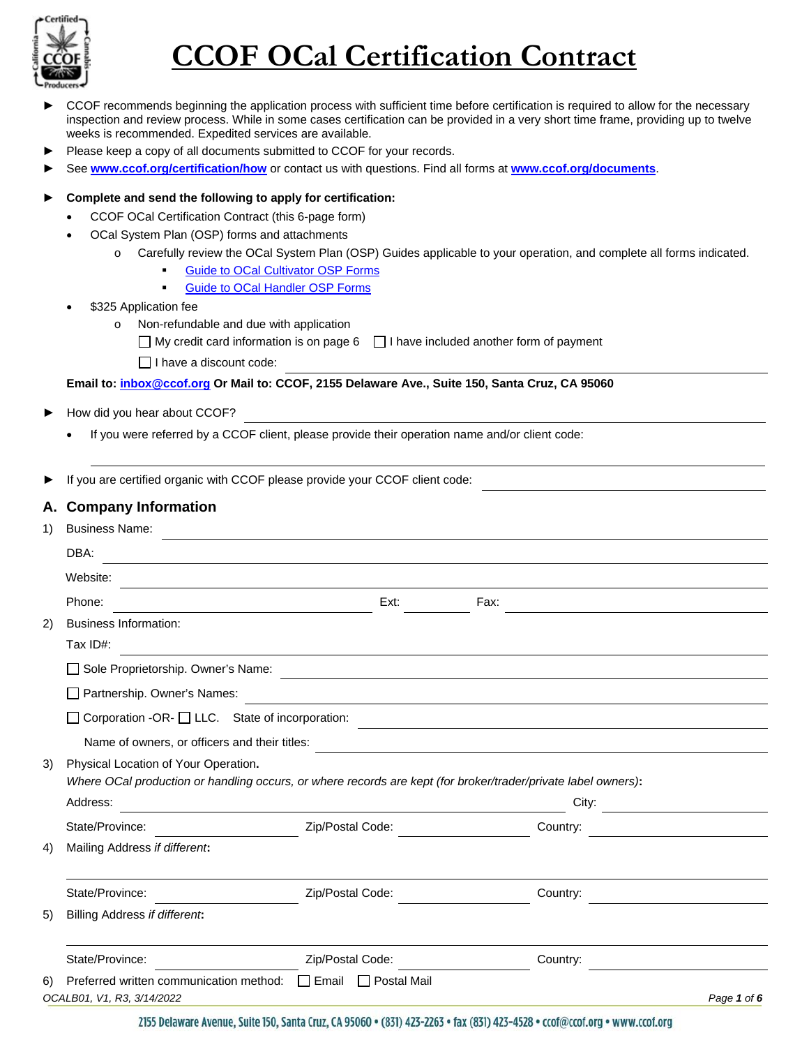# CCOF OCal Certification Contract

- ► CCOF recommends beginning the application process with sufficient time before certification is required to allow for the necessary inspection and review process. While in some cases certification can be provided in a very short time frame, providing up to twelve weeks is recommended. Expedited services are available.
- ► Please keep a copy of all documents submitted to CCOF for your records.
- ► See **www.ccof.org/certification/how** or contact us with questions. Find all forms at **www.ccof.org/documents**.

- ► **Complete and send the following to apply for certification:**
  - CCOF OCal Certification Contract (this 6-page form)
  - OCal System Plan (OSP) forms and attachments
    - Carefully review the OCal System Plan (OSP) Guides applicable to your operation, and complete all forms indicated.
      - Guide to OCal Cultivator OSP Forms
      - Guide to OCal Handler OSP Forms
  - $325 Application fee
    - Non-refundable and due with application

      ☐ My credit card information is on page 6 ☐ I have included another form of payment

      ☐ I have a discount code: ______________________

  **Email to: inbox@ccof.org Or Mail to: CCOF, 2155 Delaware Ave., Suite 150, Santa Cruz, CA 95060**

- ► How did you hear about CCOF? ______________________
  - If you were referred by a CCOF client, please provide their operation name and/or client code: ______________________

- ► If you are certified organic with CCOF please provide your CCOF client code: ______________________

## A. Company Information

1) Business Name: ______________________

   DBA: ______________________

   Website: ______________________

   Phone: ______________________ Ext: __________ Fax: ______________________

2) Business Information:

   Tax ID#: ______________________

   ☐ Sole Proprietorship. Owner's Name: ______________________

   ☐ Partnership. Owner's Names: ______________________

   ☐ Corporation -OR- ☐ LLC. State of incorporation: ______________________

   Name of owners, or officers and their titles: ______________________

3) Physical Location of Your Operation.
   *Where OCal production or handling occurs, or where records are kept (for broker/trader/private label owners)***:**

   Address: ______________________ City: ______________________

   State/Province: __________ Zip/Postal Code: __________ Country: __________

4) Mailing Address *if different***:**

   ______________________

   State/Province: __________ Zip/Postal Code: __________ Country: __________

5) Billing Address *if different***:**

   ______________________

   State/Province: __________ Zip/Postal Code: __________ Country: __________

6) Preferred written communication method: ☐ Email ☐ Postal Mail

OCALB01, V1, R3, 3/14/2022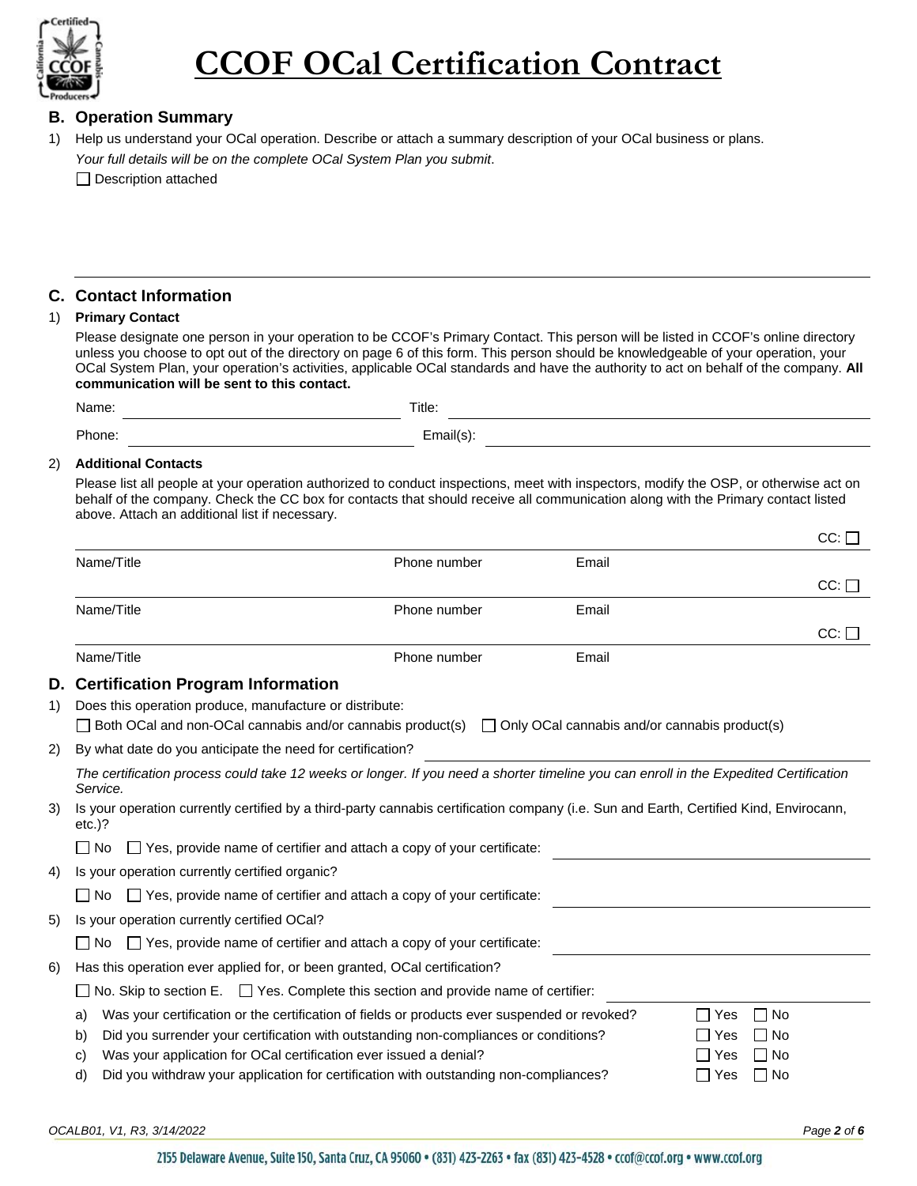# CCOF OCal Certification Contract

## B. Operation Summary

1) Help us understand your OCal operation. Describe or attach a summary description of your OCal business or plans.
   *Your full details will be on the complete OCal System Plan you submit*.
   ☐ Description attached

## C. Contact Information

1) **Primary Contact**

   Please designate one person in your operation to be CCOF's Primary Contact. This person will be listed in CCOF's online directory unless you choose to opt out of the directory on page 6 of this form. This person should be knowledgeable of your operation, your OCal System Plan, your operation's activities, applicable OCal standards and have the authority to act on behalf of the company. **All communication will be sent to this contact.**

   Name: ______________________ Title: ______________________

   Phone: ______________________ Email(s): ______________________

2) **Additional Contacts**

   Please list all people at your operation authorized to conduct inspections, meet with inspectors, modify the OSP, or otherwise act on behalf of the company. Check the CC box for contacts that should receive all communication along with the Primary contact listed above. Attach an additional list if necessary.

| Name/Title | Phone number | Email | CC: ☐ |
|---|---|---|---|
| Name/Title | Phone number | Email | CC: ☐ |
| Name/Title | Phone number | Email | CC: ☐ |

## D. Certification Program Information

1) Does this operation produce, manufacture or distribute:
   ☐ Both OCal and non-OCal cannabis and/or cannabis product(s) ☐ Only OCal cannabis and/or cannabis product(s)

2) By what date do you anticipate the need for certification? ______________________

   *The certification process could take 12 weeks or longer. If you need a shorter timeline you can enroll in the Expedited Certification Service.*

3) Is your operation currently certified by a third-party cannabis certification company (i.e. Sun and Earth, Certified Kind, Envirocann, etc.)?
   ☐ No ☐ Yes, provide name of certifier and attach a copy of your certificate: ______________________

4) Is your operation currently certified organic?
   ☐ No ☐ Yes, provide name of certifier and attach a copy of your certificate: ______________________

5) Is your operation currently certified OCal?
   ☐ No ☐ Yes, provide name of certifier and attach a copy of your certificate: ______________________

6) Has this operation ever applied for, or been granted, OCal certification?
   ☐ No. Skip to section E. ☐ Yes. Complete this section and provide name of certifier: ______________________

   a) Was your certification or the certification of fields or products ever suspended or revoked? ☐ Yes ☐ No
   b) Did you surrender your certification with outstanding non-compliances or conditions? ☐ Yes ☐ No
   c) Was your application for OCal certification ever issued a denial? ☐ Yes ☐ No
   d) Did you withdraw your application for certification with outstanding non-compliances? ☐ Yes ☐ No

OCALB01, V1, R3, 3/14/2022

2155 Delaware Avenue, Suite 150, Santa Cruz, CA 95060 • (831) 423-2263 • fax (831) 423-4528 • ccof@ccof.org • www.ccof.org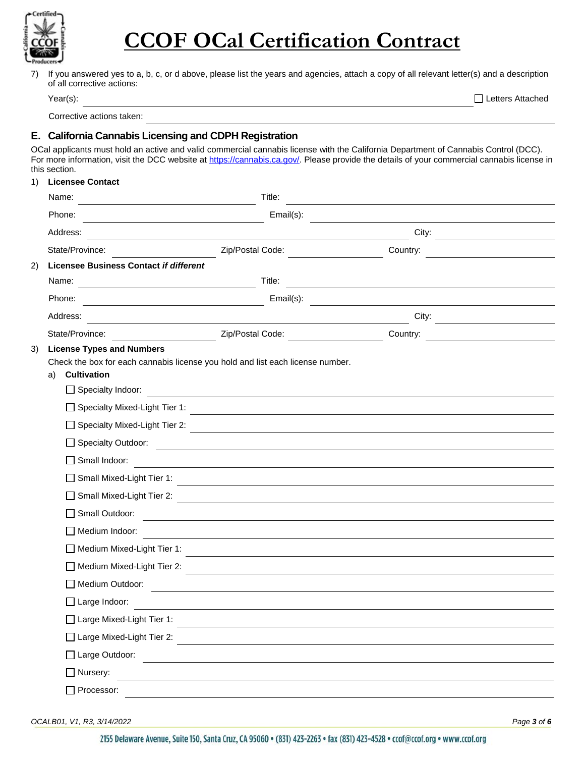# CCOF OCal Certification Contract

7) If you answered yes to a, b, c, or d above, please list the years and agencies, attach a copy of all relevant letter(s) and a description of all corrective actions:

Year(s): ______________________ ☐ Letters Attached

Corrective actions taken: ______________________

## E. California Cannabis Licensing and CDPH Registration

OCal applicants must hold an active and valid commercial cannabis license with the California Department of Cannabis Control (DCC). For more information, visit the DCC website at https://cannabis.ca.gov/. Please provide the details of your commercial cannabis license in this section.

1) **Licensee Contact**

Name: ______________________ Title: ______________________

Phone: ______________________ Email(s): ______________________

Address: ______________________ City: ______________________

State/Province: ______________________ Zip/Postal Code: ______________________ Country: ______________________

2) **Licensee Business Contact *if different***

Name: ______________________ Title: ______________________

Phone: ______________________ Email(s): ______________________

Address: ______________________ City: ______________________

State/Province: ______________________ Zip/Postal Code: ______________________ Country: ______________________

3) **License Types and Numbers**

Check the box for each cannabis license you hold and list each license number.

a) **Cultivation**

- ☐ Specialty Indoor: ______________________
- ☐ Specialty Mixed-Light Tier 1: ______________________
- ☐ Specialty Mixed-Light Tier 2: ______________________
- ☐ Specialty Outdoor: ______________________
- ☐ Small Indoor: ______________________
- ☐ Small Mixed-Light Tier 1: ______________________
- ☐ Small Mixed-Light Tier 2: ______________________
- ☐ Small Outdoor: ______________________
- ☐ Medium Indoor: ______________________
- ☐ Medium Mixed-Light Tier 1: ______________________
- ☐ Medium Mixed-Light Tier 2: ______________________
- ☐ Medium Outdoor: ______________________
- ☐ Large Indoor: ______________________
- ☐ Large Mixed-Light Tier 1: ______________________
- ☐ Large Mixed-Light Tier 2: ______________________
- ☐ Large Outdoor: ______________________
- ☐ Nursery: ______________________
- ☐ Processor: ______________________

OCALB01, V1, R3, 3/14/2022

2155 Delaware Avenue, Suite 150, Santa Cruz, CA 95060 • (831) 423-2263 • fax (831) 423-4528 • ccof@ccof.org • www.ccof.org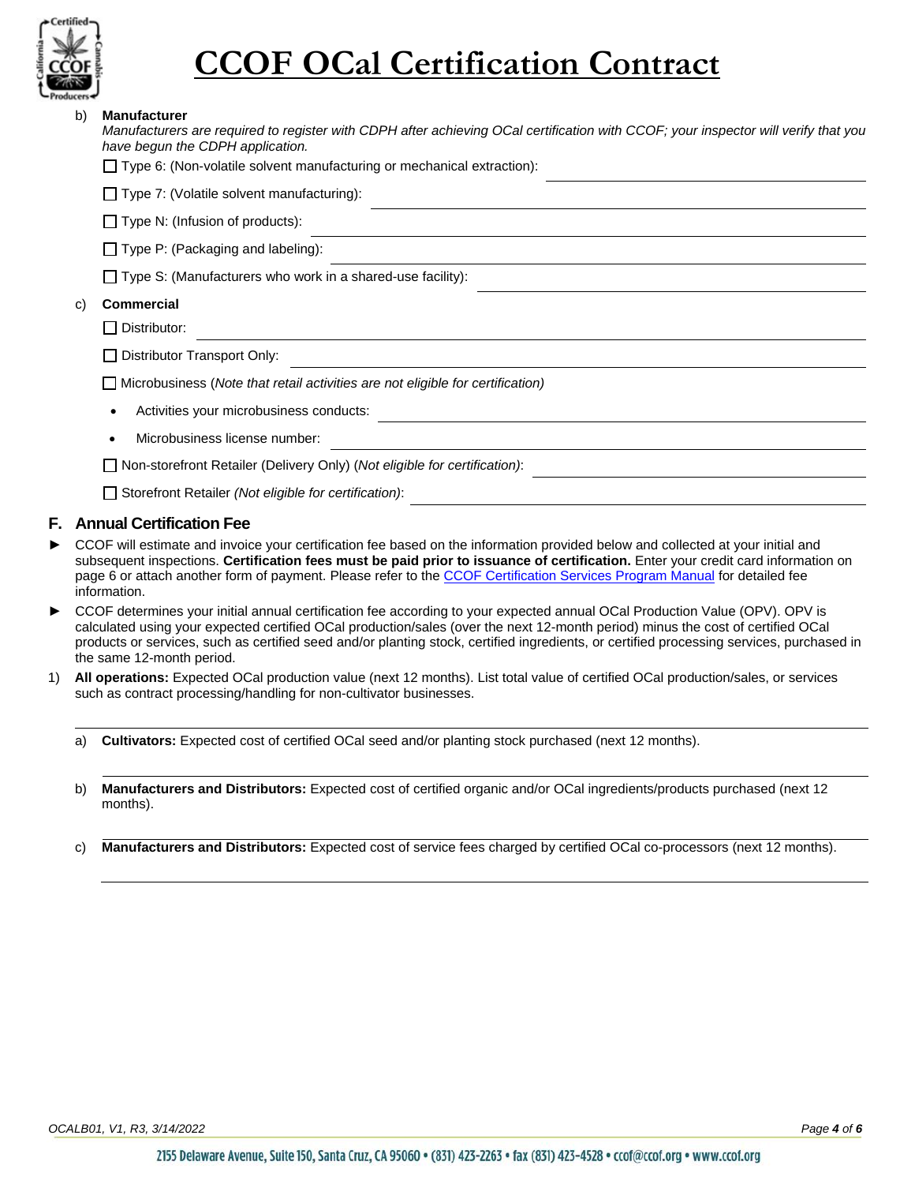b) **Manufacturer**

*Manufacturers are required to register with CDPH after achieving OCal certification with CCOF; your inspector will verify that you have begun the CDPH application.*

☐ Type 6: (Non-volatile solvent manufacturing or mechanical extraction): ______________________

☐ Type 7: (Volatile solvent manufacturing): ______________________

☐ Type N: (Infusion of products): ______________________

☐ Type P: (Packaging and labeling): ______________________

☐ Type S: (Manufacturers who work in a shared-use facility): ______________________

c) **Commercial**

☐ Distributor: ______________________

☐ Distributor Transport Only: ______________________

☐ Microbusiness (*Note that retail activities are not eligible for certification)*

- Activities your microbusiness conducts: ______________________
- Microbusiness license number: ______________________

☐ Non-storefront Retailer (Delivery Only) (*Not eligible for certification)*: ______________________

☐ Storefront Retailer *(Not eligible for certification)*: ______________________

## F. Annual Certification Fee

► CCOF will estimate and invoice your certification fee based on the information provided below and collected at your initial and subsequent inspections. **Certification fees must be paid prior to issuance of certification.** Enter your credit card information on page 6 or attach another form of payment. Please refer to the CCOF Certification Services Program Manual for detailed fee information.

► CCOF determines your initial annual certification fee according to your expected annual OCal Production Value (OPV). OPV is calculated using your expected certified OCal production/sales (over the next 12-month period) minus the cost of certified OCal products or services, such as certified seed and/or planting stock, certified ingredients, or certified processing services, purchased in the same 12-month period.

1) **All operations:** Expected OCal production value (next 12 months). List total value of certified OCal production/sales, or services such as contract processing/handling for non-cultivator businesses.

______________________

a) **Cultivators:** Expected cost of certified OCal seed and/or planting stock purchased (next 12 months).

______________________

b) **Manufacturers and Distributors:** Expected cost of certified organic and/or OCal ingredients/products purchased (next 12 months).

______________________

c) **Manufacturers and Distributors:** Expected cost of service fees charged by certified OCal co-processors (next 12 months).

______________________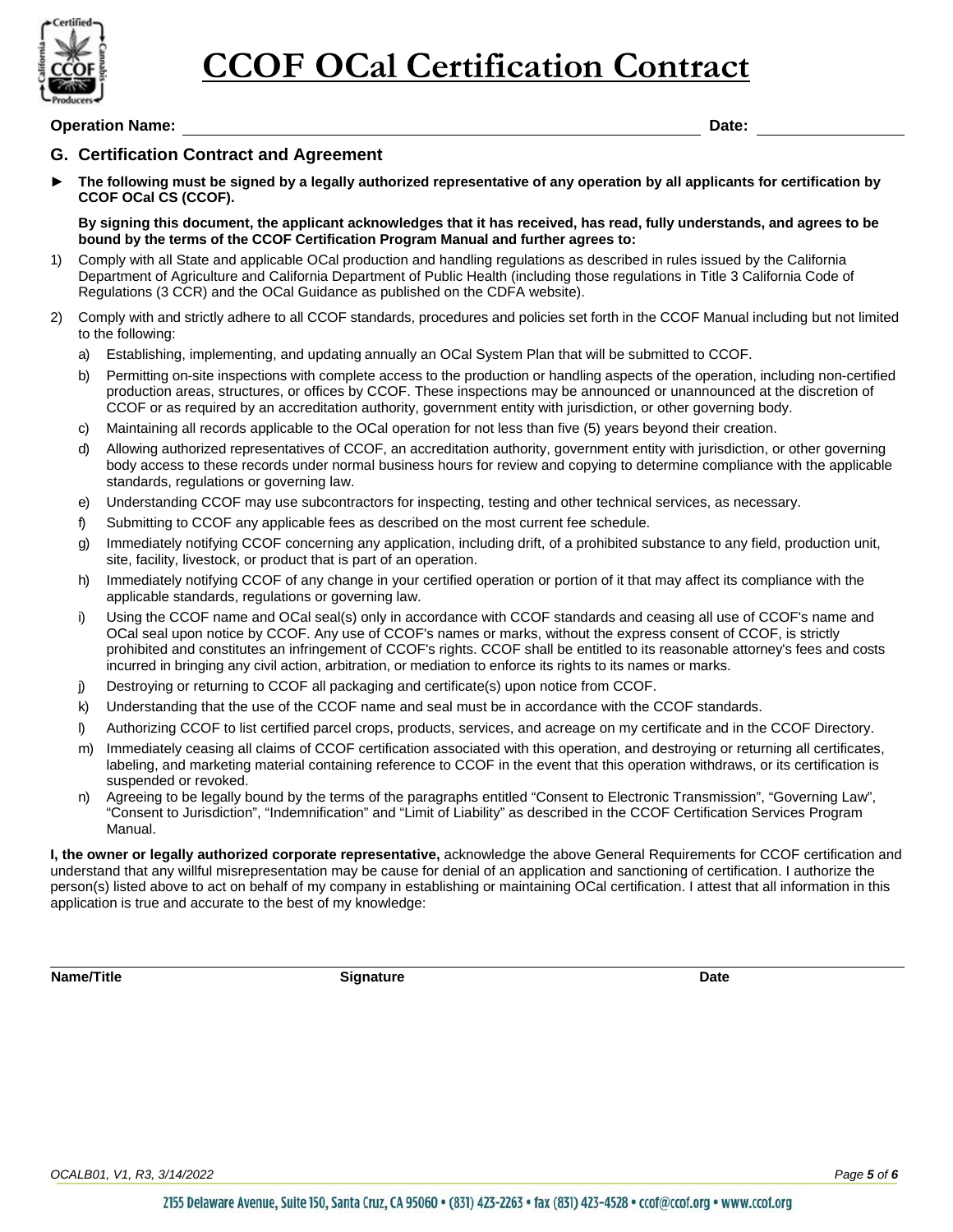# CCOF OCal Certification Contract

**Operation Name:** ______________________________ **Date:** ______________

## G. Certification Contract and Agreement

► **The following must be signed by a legally authorized representative of any operation by all applicants for certification by CCOF OCal CS (CCOF).**

**By signing this document, the applicant acknowledges that it has received, has read, fully understands, and agrees to be bound by the terms of the CCOF Certification Program Manual and further agrees to:**

1) Comply with all State and applicable OCal production and handling regulations as described in rules issued by the California Department of Agriculture and California Department of Public Health (including those regulations in Title 3 California Code of Regulations (3 CCR) and the OCal Guidance as published on the CDFA website).

2) Comply with and strictly adhere to all CCOF standards, procedures and policies set forth in the CCOF Manual including but not limited to the following:

   a) Establishing, implementing, and updating annually an OCal System Plan that will be submitted to CCOF.

   b) Permitting on-site inspections with complete access to the production or handling aspects of the operation, including non-certified production areas, structures, or offices by CCOF. These inspections may be announced or unannounced at the discretion of CCOF or as required by an accreditation authority, government entity with jurisdiction, or other governing body.

   c) Maintaining all records applicable to the OCal operation for not less than five (5) years beyond their creation.

   d) Allowing authorized representatives of CCOF, an accreditation authority, government entity with jurisdiction, or other governing body access to these records under normal business hours for review and copying to determine compliance with the applicable standards, regulations or governing law.

   e) Understanding CCOF may use subcontractors for inspecting, testing and other technical services, as necessary.

   f) Submitting to CCOF any applicable fees as described on the most current fee schedule.

   g) Immediately notifying CCOF concerning any application, including drift, of a prohibited substance to any field, production unit, site, facility, livestock, or product that is part of an operation.

   h) Immediately notifying CCOF of any change in your certified operation or portion of it that may affect its compliance with the applicable standards, regulations or governing law.

   i) Using the CCOF name and OCal seal(s) only in accordance with CCOF standards and ceasing all use of CCOF's name and OCal seal upon notice by CCOF. Any use of CCOF's names or marks, without the express consent of CCOF, is strictly prohibited and constitutes an infringement of CCOF's rights. CCOF shall be entitled to its reasonable attorney's fees and costs incurred in bringing any civil action, arbitration, or mediation to enforce its rights to its names or marks.

   j) Destroying or returning to CCOF all packaging and certificate(s) upon notice from CCOF.

   k) Understanding that the use of the CCOF name and seal must be in accordance with the CCOF standards.

   l) Authorizing CCOF to list certified parcel crops, products, services, and acreage on my certificate and in the CCOF Directory.

   m) Immediately ceasing all claims of CCOF certification associated with this operation, and destroying or returning all certificates, labeling, and marketing material containing reference to CCOF in the event that this operation withdraws, or its certification is suspended or revoked.

   n) Agreeing to be legally bound by the terms of the paragraphs entitled "Consent to Electronic Transmission", "Governing Law", "Consent to Jurisdiction", "Indemnification" and "Limit of Liability" as described in the CCOF Certification Services Program Manual.

**I, the owner or legally authorized corporate representative,** acknowledge the above General Requirements for CCOF certification and understand that any willful misrepresentation may be cause for denial of an application and sanctioning of certification. I authorize the person(s) listed above to act on behalf of my company in establishing or maintaining OCal certification. I attest that all information in this application is true and accurate to the best of my knowledge:

| **Name/Title** | **Signature** | **Date** |
|---|---|---|
| | | |

OCALB01, V1, R3, 3/14/2022

2155 Delaware Avenue, Suite 150, Santa Cruz, CA 95060 • (831) 423-2263 • fax (831) 423-4528 • ccof@ccof.org • www.ccof.org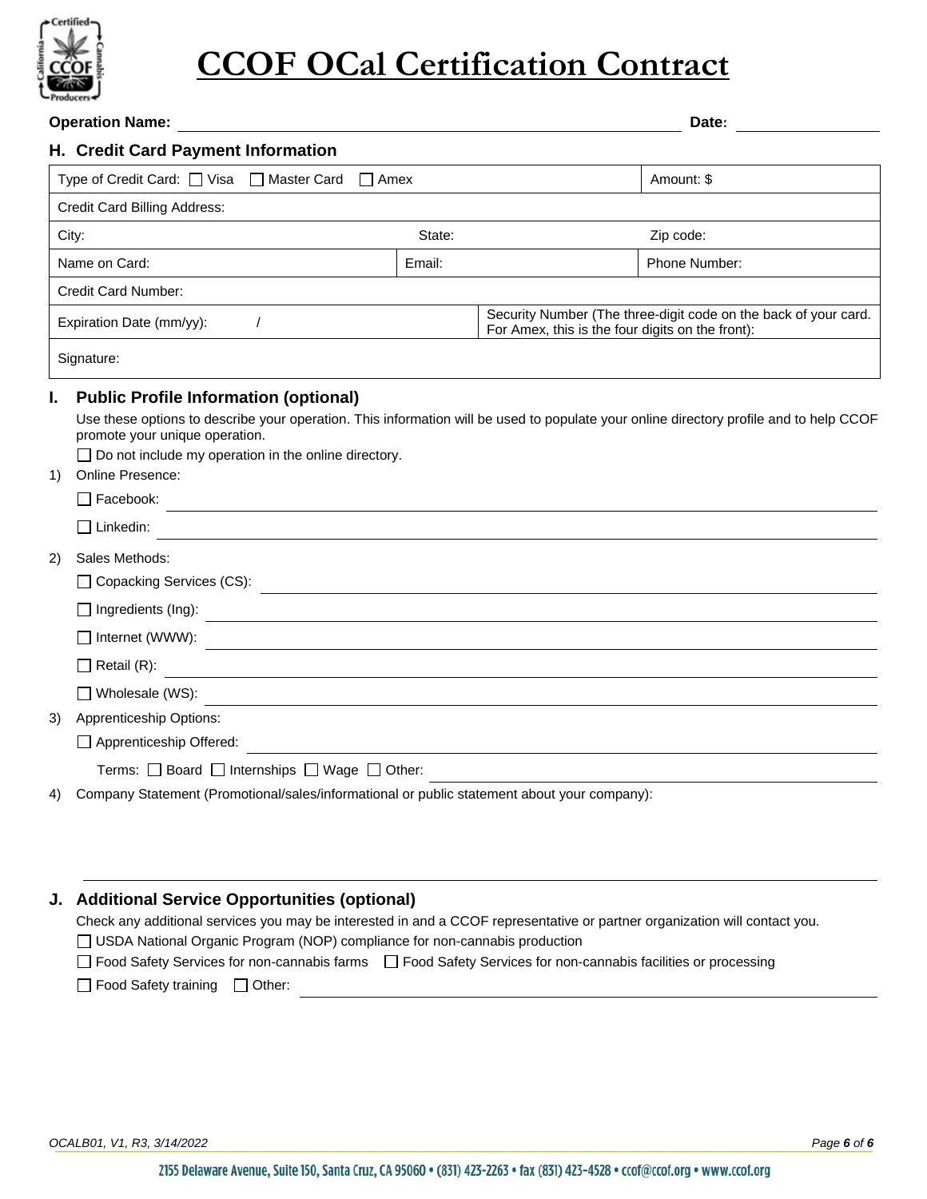# CCOF OCal Certification Contract

**Operation Name:** \_\_\_\_\_\_\_\_\_\_\_\_\_\_\_\_\_\_\_\_ **Date:** \_\_\_\_\_\_\_\_\_\_

## H. Credit Card Payment Information

| | | | |
|---|---|---|---|
| Type of Credit Card: ☐ Visa ☐ Master Card ☐ Amex | | | Amount: $ |
| Credit Card Billing Address: | | | |
| City: | State: | | Zip code: |
| Name on Card: | Email: | | Phone Number: |
| Credit Card Number: | | | |
| Expiration Date (mm/yy): / | | Security Number (The three-digit code on the back of your card. For Amex, this is the four digits on the front): | |
| Signature: | | | |

## I. Public Profile Information (optional)

Use these options to describe your operation. This information will be used to populate your online directory profile and to help CCOF promote your unique operation.

☐ Do not include my operation in the online directory.

1) Online Presence:
   - ☐ Facebook: \_\_\_\_\_\_\_\_\_\_
   - ☐ Linkedin: \_\_\_\_\_\_\_\_\_\_
2) Sales Methods:
   - ☐ Copacking Services (CS): \_\_\_\_\_\_\_\_\_\_
   - ☐ Ingredients (Ing): \_\_\_\_\_\_\_\_\_\_
   - ☐ Internet (WWW): \_\_\_\_\_\_\_\_\_\_
   - ☐ Retail (R): \_\_\_\_\_\_\_\_\_\_
   - ☐ Wholesale (WS): \_\_\_\_\_\_\_\_\_\_
3) Apprenticeship Options:
   - ☐ Apprenticeship Offered: \_\_\_\_\_\_\_\_\_\_
   - Terms: ☐ Board ☐ Internships ☐ Wage ☐ Other: \_\_\_\_\_\_\_\_\_\_
4) Company Statement (Promotional/sales/informational or public statement about your company):

\_\_\_\_\_\_\_\_\_\_\_\_\_\_\_\_\_\_\_\_

## J. Additional Service Opportunities (optional)

Check any additional services you may be interested in and a CCOF representative or partner organization will contact you.

☐ USDA National Organic Program (NOP) compliance for non-cannabis production

☐ Food Safety Services for non-cannabis farms ☐ Food Safety Services for non-cannabis facilities or processing

☐ Food Safety training ☐ Other: \_\_\_\_\_\_\_\_\_\_

OCALB01, V1, R3, 3/14/2022

2155 Delaware Avenue, Suite 150, Santa Cruz, CA 95060 • (831) 423-2263 • fax (831) 423-4528 • ccof@ccof.org • www.ccof.org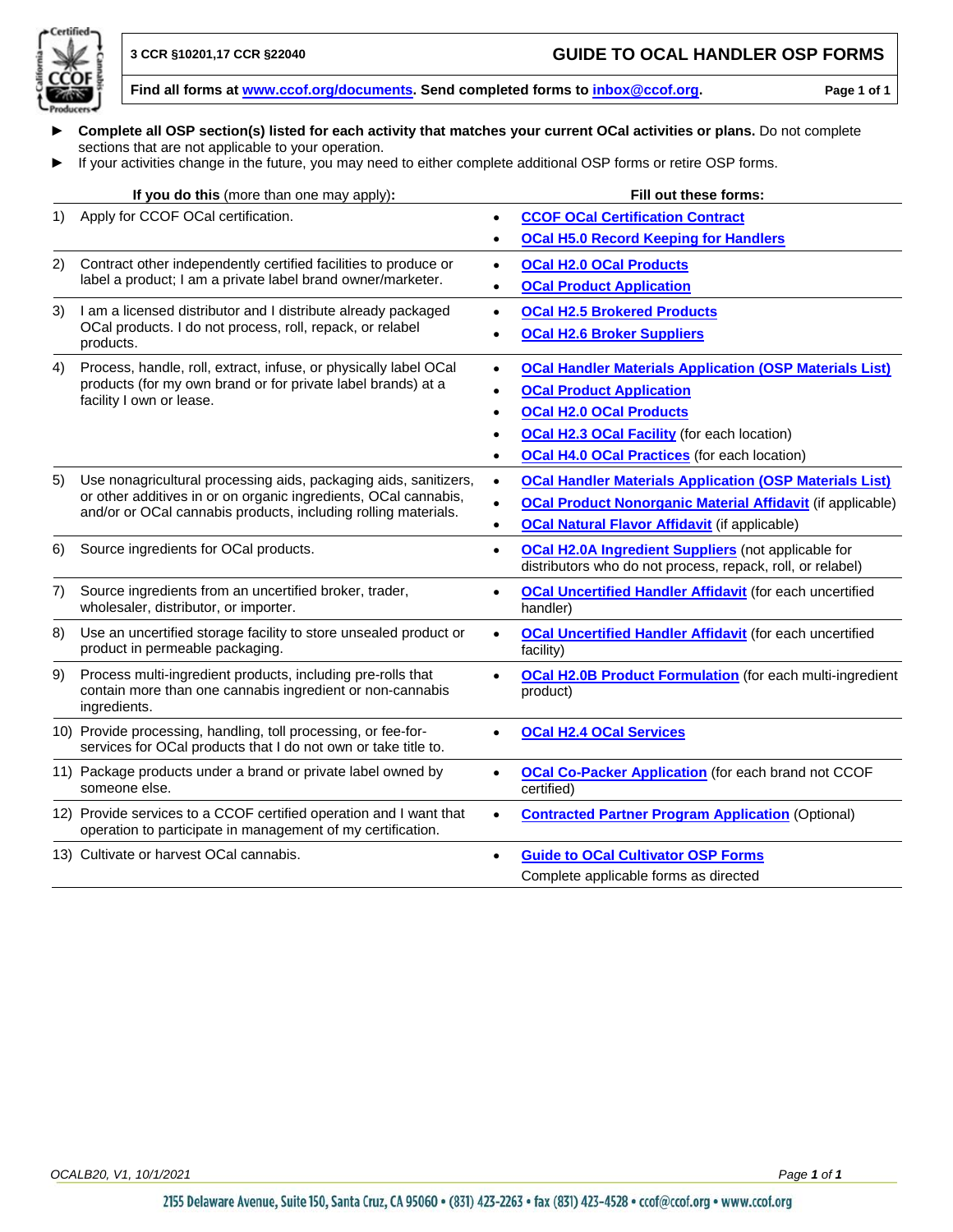3 CCR §10201,17 CCR §22040

# GUIDE TO OCAL HANDLER OSP FORMS

**Find all forms at www.ccof.org/documents. Send completed forms to inbox@ccof.org.**

- **Complete all OSP section(s) listed for each activity that matches your current OCal activities or plans.** Do not complete sections that are not applicable to your operation.
- If your activities change in the future, you may need to either complete additional OSP forms or retire OSP forms.

| **If you do this** (more than one may apply)**:** | **Fill out these forms:** |
|---|---|
| 1) Apply for CCOF OCal certification. | • **CCOF OCal Certification Contract**<br>• **OCal H5.0 Record Keeping for Handlers** |
| 2) Contract other independently certified facilities to produce or label a product; I am a private label brand owner/marketer. | • **OCal H2.0 OCal Products**<br>• **OCal Product Application** |
| 3) I am a licensed distributor and I distribute already packaged OCal products. I do not process, roll, repack, or relabel products. | • **OCal H2.5 Brokered Products**<br>• **OCal H2.6 Broker Suppliers** |
| 4) Process, handle, roll, extract, infuse, or physically label OCal products (for my own brand or for private label brands) at a facility I own or lease. | • **OCal Handler Materials Application (OSP Materials List)**<br>• **OCal Product Application**<br>• **OCal H2.0 OCal Products**<br>• **OCal H2.3 OCal Facility** (for each location)<br>• **OCal H4.0 OCal Practices** (for each location) |
| 5) Use nonagricultural processing aids, packaging aids, sanitizers, or other additives in or on organic ingredients, OCal cannabis, and/or OCal cannabis products, including rolling materials. | • **OCal Handler Materials Application (OSP Materials List)**<br>• **OCal Product Nonorganic Material Affidavit** (if applicable)<br>• **OCal Natural Flavor Affidavit** (if applicable) |
| 6) Source ingredients for OCal products. | • **OCal H2.0A Ingredient Suppliers** (not applicable for distributors who do not process, repack, roll, or relabel) |
| 7) Source ingredients from an uncertified broker, trader, wholesaler, distributor, or importer. | • **OCal Uncertified Handler Affidavit** (for each uncertified handler) |
| 8) Use an uncertified storage facility to store unsealed product or product in permeable packaging. | • **OCal Uncertified Handler Affidavit** (for each uncertified facility) |
| 9) Process multi-ingredient products, including pre-rolls that contain more than one cannabis ingredient or non-cannabis ingredients. | • **OCal H2.0B Product Formulation** (for each multi-ingredient product) |
| 10) Provide processing, handling, toll processing, or fee-for-services for OCal products that I do not own or take title to. | • **OCal H2.4 OCal Services** |
| 11) Package products under a brand or private label owned by someone else. | • **OCal Co-Packer Application** (for each brand not CCOF certified) |
| 12) Provide services to a CCOF certified operation and I want that operation to participate in management of my certification. | • **Contracted Partner Program Application** (Optional) |
| 13) Cultivate or harvest OCal cannabis. | • **Guide to OCal Cultivator OSP Forms**<br>Complete applicable forms as directed |

*OCALB20, V1, 10/1/2021*

2155 Delaware Avenue, Suite 150, Santa Cruz, CA 95060 • (831) 423-2263 • fax (831) 423-4528 • ccof@ccof.org • www.ccof.org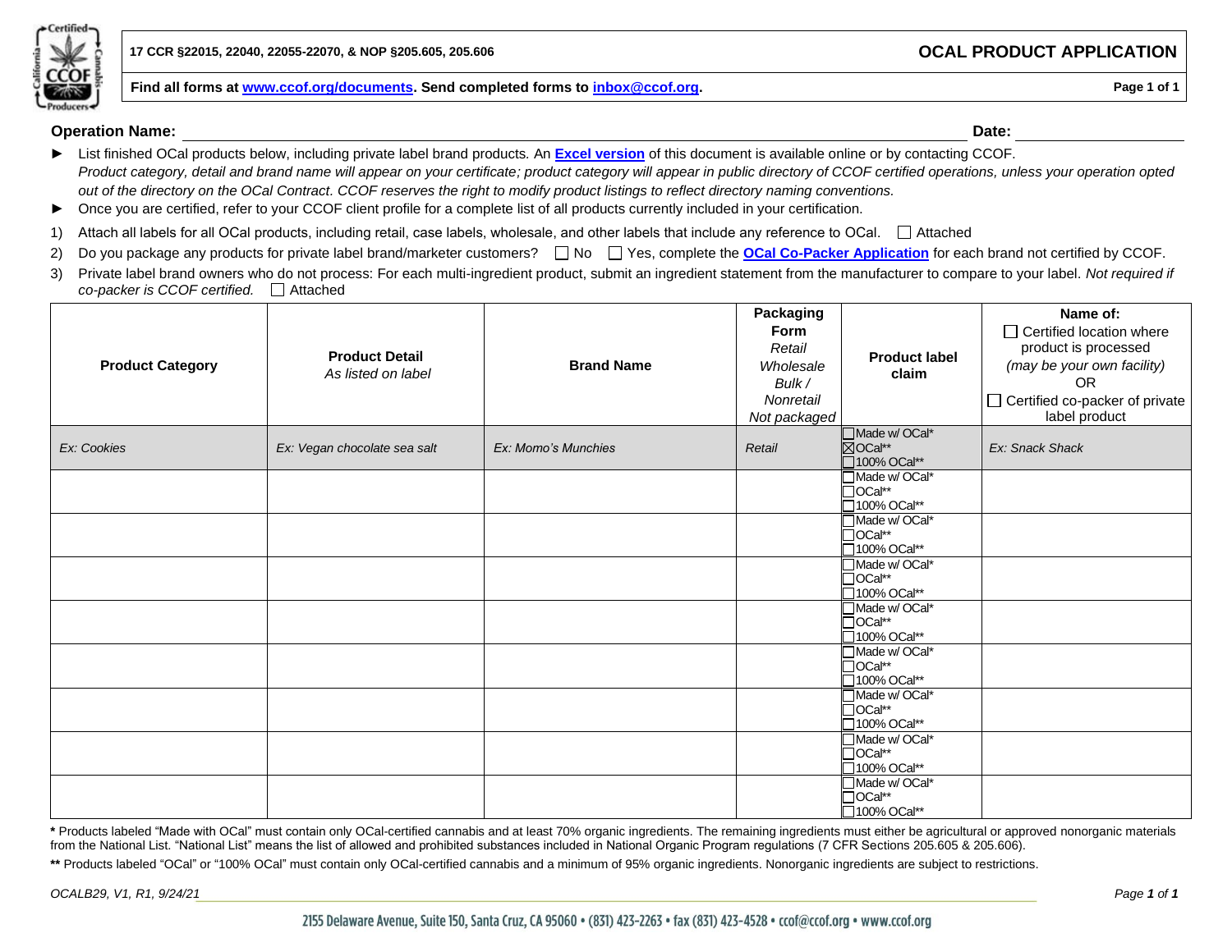17 CCR §22015, 22040, 22055-22070, & NOP §205.605, 205.606

# OCAL PRODUCT APPLICATION

**Find all forms at [www.ccof.org/documents](www.ccof.org/documents). Send completed forms to [inbox@ccof.org](mailto:inbox@ccof.org).**

**Operation Name:** ______________________________ **Date:** ______________

- List finished OCal products below, including private label brand products. An **Excel version** of this document is available online or by contacting CCOF. *Product category, detail and brand name will appear on your certificate; product category will appear in public directory of CCOF certified operations, unless your operation opted out of the directory on the OCal Contract. CCOF reserves the right to modify product listings to reflect directory naming conventions.*
- Once you are certified, refer to your CCOF client profile for a complete list of all products currently included in your certification.

1) Attach all labels for all OCal products, including retail, case labels, wholesale, and other labels that include any reference to OCal. ☐ Attached
2) Do you package any products for private label brand/marketer customers? ☐ No ☐ Yes, complete the **OCal Co-Packer Application** for each brand not certified by CCOF.
3) Private label brand owners who do not process: For each multi-ingredient product, submit an ingredient statement from the manufacturer to compare to your label. *Not required if co-packer is CCOF certified.* ☐ Attached

| **Product Category** | **Product Detail** *As listed on label* | **Brand Name** | **Packaging Form** *Retail Wholesale Bulk / Nonretail Not packaged* | **Product label claim** | **Name of:** ☐ Certified location where product is processed *(may be your own facility)* OR ☐ Certified co-packer of private label product |
|---|---|---|---|---|---|
| *Ex: Cookies* | *Ex: Vegan chocolate sea salt* | *Ex: Momo's Munchies* | *Retail* | ☐Made w/ OCal* ☒OCal** ☐100% OCal** | *Ex: Snack Shack* |
| | | | | ☐Made w/ OCal* ☐OCal** ☐100% OCal** | |
| | | | | ☐Made w/ OCal* ☐OCal** ☐100% OCal** | |
| | | | | ☐Made w/ OCal* ☐OCal** ☐100% OCal** | |
| | | | | ☐Made w/ OCal* ☐OCal** ☐100% OCal** | |
| | | | | ☐Made w/ OCal* ☐OCal** ☐100% OCal** | |
| | | | | ☐Made w/ OCal* ☐OCal** ☐100% OCal** | |
| | | | | ☐Made w/ OCal* ☐OCal** ☐100% OCal** | |
| | | | | ☐Made w/ OCal* ☐OCal** ☐100% OCal** | |

**\*** Products labeled "Made with OCal" must contain only OCal-certified cannabis and at least 70% organic ingredients. The remaining ingredients must either be agricultural or approved nonorganic materials from the National List. "National List" means the list of allowed and prohibited substances included in National Organic Program regulations (7 CFR Sections 205.605 & 205.606).

**\*\*** Products labeled "OCal" or "100% OCal" must contain only OCal-certified cannabis and a minimum of 95% organic ingredients. Nonorganic ingredients are subject to restrictions.

*OCALB29, V1, R1, 9/24/21*

2155 Delaware Avenue, Suite 150, Santa Cruz, CA 95060 • (831) 423-2263 • fax (831) 423-4528 • ccof@ccof.org • www.ccof.org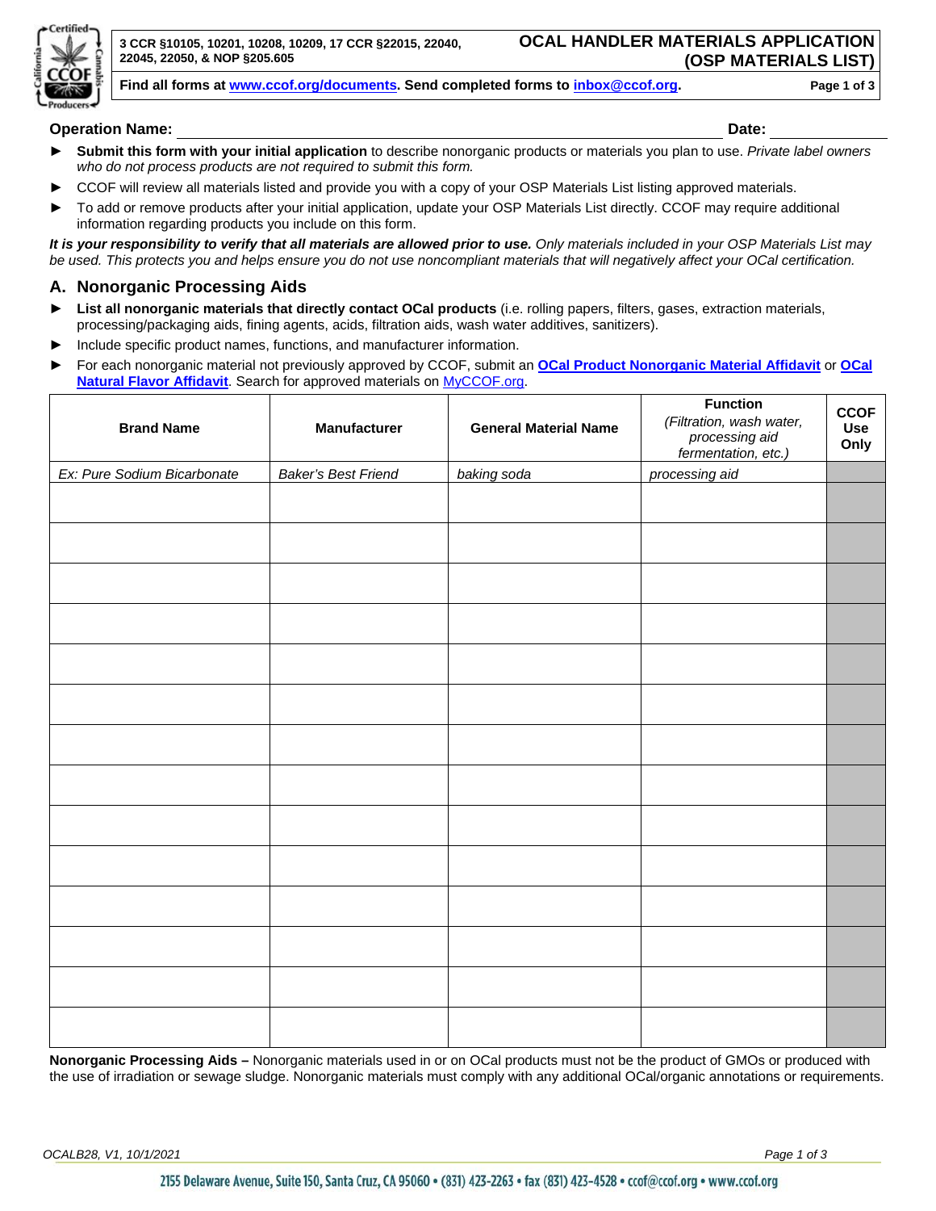3 CCR §10105, 10201, 10208, 10209, 17 CCR §22015, 22040, 22045, 22050, & NOP §205.605

# OCAL HANDLER MATERIALS APPLICATION (OSP MATERIALS LIST)

**Find all forms at www.ccof.org/documents. Send completed forms to inbox@ccof.org.**

**Operation Name:** ______________________________ **Date:** ____________

- **Submit this form with your initial application** to describe nonorganic products or materials you plan to use. *Private label owners who do not process products are not required to submit this form.*
- CCOF will review all materials listed and provide you with a copy of your OSP Materials List listing approved materials.
- To add or remove products after your initial application, update your OSP Materials List directly. CCOF may require additional information regarding products you include on this form.

***It is your responsibility to verify that all materials are allowed prior to use.*** *Only materials included in your OSP Materials List may be used. This protects you and helps ensure you do not use noncompliant materials that will negatively affect your OCal certification.*

## A. Nonorganic Processing Aids

- **List all nonorganic materials that directly contact OCal products** (i.e. rolling papers, filters, gases, extraction materials, processing/packaging aids, fining agents, acids, filtration aids, wash water additives, sanitizers).
- Include specific product names, functions, and manufacturer information.
- For each nonorganic material not previously approved by CCOF, submit an **OCal Product Nonorganic Material Affidavit** or **OCal Natural Flavor Affidavit**. Search for approved materials on MyCCOF.org.

| Brand Name | Manufacturer | General Material Name | Function *(Filtration, wash water, processing aid fermentation, etc.)* | CCOF Use Only |
|---|---|---|---|---|
| *Ex: Pure Sodium Bicarbonate* | *Baker's Best Friend* | *baking soda* | *processing aid* | |
| | | | | |
| | | | | |
| | | | | |
| | | | | |
| | | | | |
| | | | | |
| | | | | |
| | | | | |
| | | | | |
| | | | | |
| | | | | |
| | | | | |
| | | | | |
| | | | | |

**Nonorganic Processing Aids –** Nonorganic materials used in or on OCal products must not be the product of GMOs or produced with the use of irradiation or sewage sludge. Nonorganic materials must comply with any additional OCal/organic annotations or requirements.

OCALB28, V1, 10/1/2021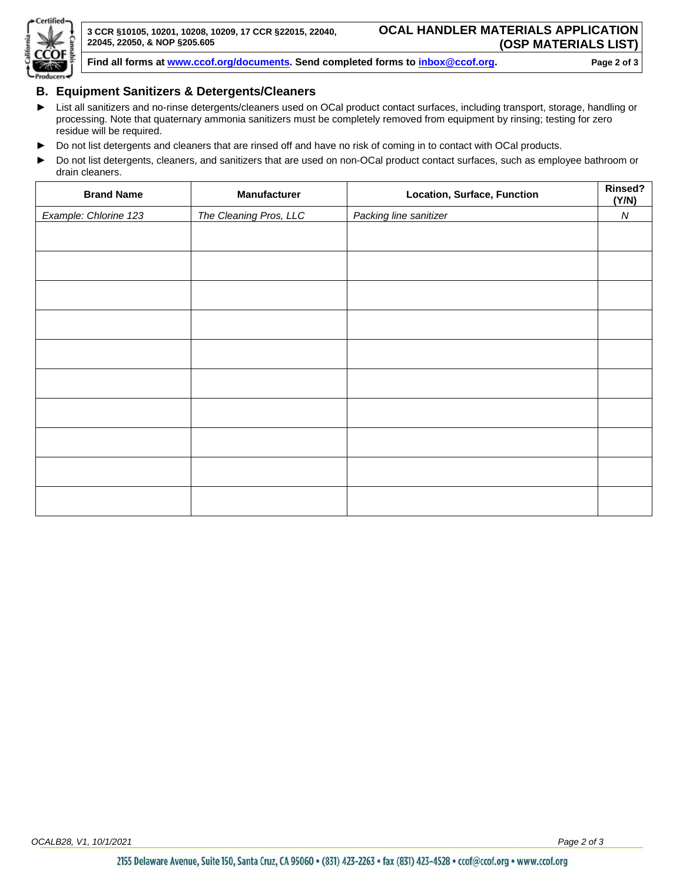## B. Equipment Sanitizers & Detergents/Cleaners

- List all sanitizers and no-rinse detergents/cleaners used on OCal product contact surfaces, including transport, storage, handling or processing. Note that quaternary ammonia sanitizers must be completely removed from equipment by rinsing; testing for zero residue will be required.
- Do not list detergents and cleaners that are rinsed off and have no risk of coming in to contact with OCal products.
- Do not list detergents, cleaners, and sanitizers that are used on non-OCal product contact surfaces, such as employee bathroom or drain cleaners.

| Brand Name | Manufacturer | Location, Surface, Function | Rinsed? (Y/N) |
|---|---|---|---|
| *Example: Chlorine 123* | *The Cleaning Pros, LLC* | *Packing line sanitizer* | *N* |
| | | | |
| | | | |
| | | | |
| | | | |
| | | | |
| | | | |
| | | | |
| | | | |
| | | | |
| | | | |

OCALB28, V1, 10/1/2021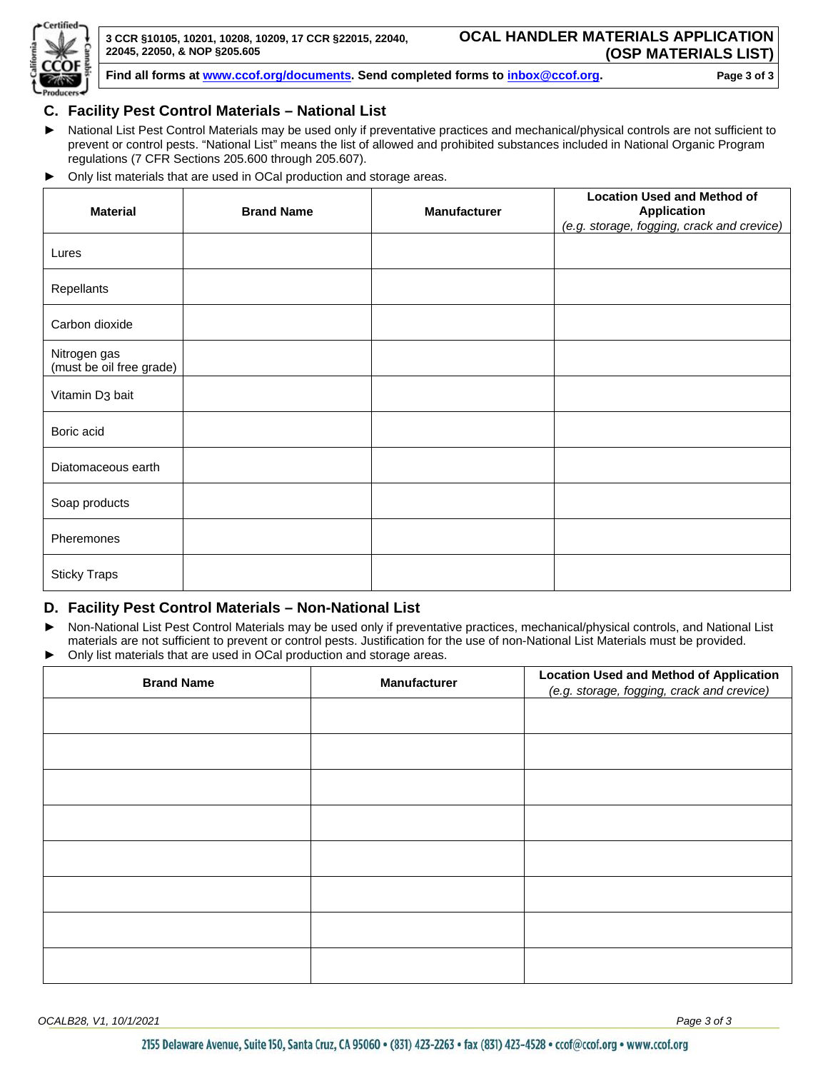## C. Facility Pest Control Materials – National List

- National List Pest Control Materials may be used only if preventative practices and mechanical/physical controls are not sufficient to prevent or control pests. "National List" means the list of allowed and prohibited substances included in National Organic Program regulations (7 CFR Sections 205.600 through 205.607).
- Only list materials that are used in OCal production and storage areas.

| Material | Brand Name | Manufacturer | Location Used and Method of Application *(e.g. storage, fogging, crack and crevice)* |
|---|---|---|---|
| Lures | | | |
| Repellants | | | |
| Carbon dioxide | | | |
| Nitrogen gas (must be oil free grade) | | | |
| Vitamin $D_3$ bait | | | |
| Boric acid | | | |
| Diatomaceous earth | | | |
| Soap products | | | |
| Pheremones | | | |
| Sticky Traps | | | |

## D. Facility Pest Control Materials – Non-National List

- Non-National List Pest Control Materials may be used only if preventative practices, mechanical/physical controls, and National List materials are not sufficient to prevent or control pests. Justification for the use of non-National List Materials must be provided.
- Only list materials that are used in OCal production and storage areas.

| Brand Name | Manufacturer | Location Used and Method of Application *(e.g. storage, fogging, crack and crevice)* |
|---|---|---|
| | | |
| | | |
| | | |
| | | |
| | | |
| | | |
| | | |
| | | |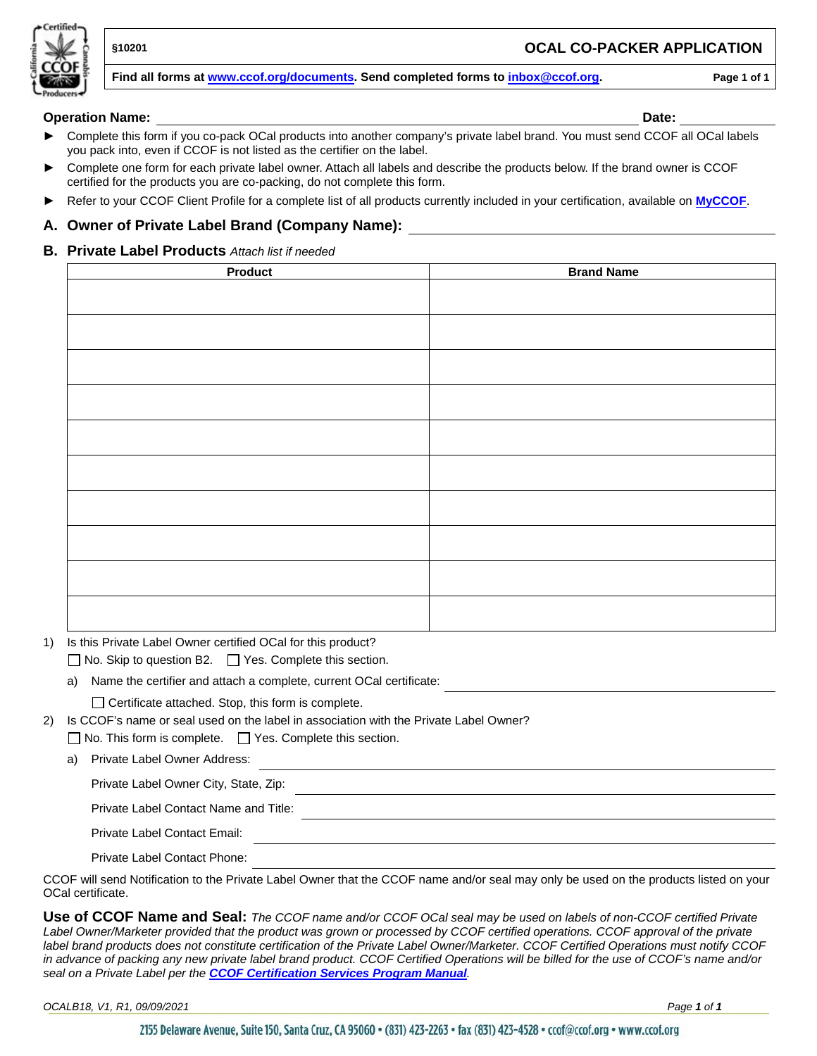§10201

# OCAL CO-PACKER APPLICATION

Find all forms at www.ccof.org/documents. Send completed forms to inbox@ccof.org.

**Operation Name:** ______________________________ **Date:** __________

- Complete this form if you co-pack OCal products into another company's private label brand. You must send CCOF all OCal labels you pack into, even if CCOF is not listed as the certifier on the label.
- Complete one form for each private label owner. Attach all labels and describe the products below. If the brand owner is CCOF certified for the products you are co-packing, do not complete this form.
- Refer to your CCOF Client Profile for a complete list of all products currently included in your certification, available on **MyCCOF**.

## A. Owner of Private Label Brand (Company Name): ______________________________

## B. Private Label Products *Attach list if needed*

| Product | Brand Name |
|---|---|
| | |
| | |
| | |
| | |
| | |
| | |
| | |
| | |
| | |
| | |

1) Is this Private Label Owner certified OCal for this product?

   ☐ No. Skip to question B2. ☐ Yes. Complete this section.

   a) Name the certifier and attach a complete, current OCal certificate: ______________________________

      ☐ Certificate attached. Stop, this form is complete.

2) Is CCOF's name or seal used on the label in association with the Private Label Owner?

   ☐ No. This form is complete. ☐ Yes. Complete this section.

   a) Private Label Owner Address: ______________________________

      Private Label Owner City, State, Zip: ______________________________

      Private Label Contact Name and Title: ______________________________

      Private Label Contact Email: ______________________________

      Private Label Contact Phone: ______________________________

CCOF will send Notification to the Private Label Owner that the CCOF name and/or seal may only be used on the products listed on your OCal certificate.

**Use of CCOF Name and Seal:** *The CCOF name and/or CCOF OCal seal may be used on labels of non-CCOF certified Private Label Owner/Marketer provided that the product was grown or processed by CCOF certified operations. CCOF approval of the private label brand products does not constitute certification of the Private Label Owner/Marketer. CCOF Certified Operations must notify CCOF in advance of packing any new private label brand product. CCOF Certified Operations will be billed for the use of CCOF's name and/or seal on a Private Label per the* ***CCOF Certification Services Program Manual****.*

*OCALB18, V1, R1, 09/09/2021*

2155 Delaware Avenue, Suite 150, Santa Cruz, CA 95060 • (831) 423-2263 • fax (831) 423-4528 • ccof@ccof.org • www.ccof.org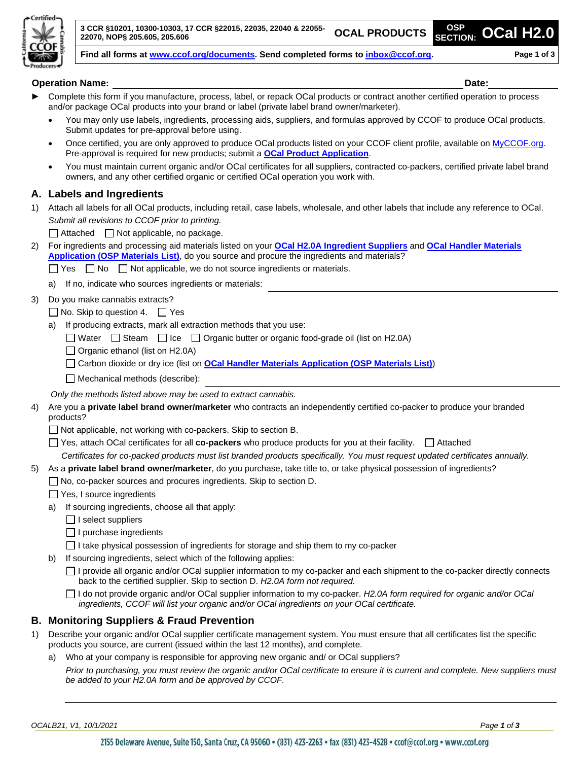3 CCR §10201, 10300-10303, 17 CCR §22015, 22035, 22040 & 22055-22070, NOP§ 205.605, 205.606 | **OCAL PRODUCTS** | OSP SECTION: **OCal H2.0**

**Find all forms at www.ccof.org/documents. Send completed forms to inbox@ccof.org.**

**Operation Name:** ______________________________ **Date:** ____________

- ► Complete this form if you manufacture, process, label, or repack OCal products or contract another certified operation to process and/or package OCal products into your brand or label (private label brand owner/marketer).
  - You may only use labels, ingredients, processing aids, suppliers, and formulas approved by CCOF to produce OCal products. Submit updates for pre-approval before using.
  - Once certified, you are only approved to produce OCal products listed on your CCOF client profile, available on MyCCOF.org. Pre-approval is required for new products; submit a **OCal Product Application**.
  - You must maintain current organic and/or OCal certificates for all suppliers, contracted co-packers, certified private label brand owners, and any other certified organic or certified OCal operation you work with.

## A. Labels and Ingredients

1) Attach all labels for all OCal products, including retail, case labels, wholesale, and other labels that include any reference to OCal. *Submit all revisions to CCOF prior to printing.*

   ☐ Attached ☐ Not applicable, no package.

2) For ingredients and processing aid materials listed on your **OCal H2.0A Ingredient Suppliers** and **OCal Handler Materials Application (OSP Materials List)**, do you source and procure the ingredients and materials?

   ☐ Yes ☐ No ☐ Not applicable, we do not source ingredients or materials.

   a) If no, indicate who sources ingredients or materials: ______________________

3) Do you make cannabis extracts?

   ☐ No. Skip to question 4. ☐ Yes

   a) If producing extracts, mark all extraction methods that you use:

      ☐ Water ☐ Steam ☐ Ice ☐ Organic butter or organic food-grade oil (list on H2.0A)

      ☐ Organic ethanol (list on H2.0A)

      ☐ Carbon dioxide or dry ice (list on **OCal Handler Materials Application (OSP Materials List)**)

      ☐ Mechanical methods (describe): ______________________

   *Only the methods listed above may be used to extract cannabis.*

4) Are you a **private label brand owner/marketer** who contracts an independently certified co-packer to produce your branded products?

   ☐ Not applicable, not working with co-packers. Skip to section B.

   ☐ Yes, attach OCal certificates for all **co-packers** who produce products for you at their facility. ☐ Attached

   *Certificates for co-packed products must list branded products specifically. You must request updated certificates annually.*

5) As a **private label brand owner/marketer**, do you purchase, take title to, or take physical possession of ingredients?

   ☐ No, co-packer sources and procures ingredients. Skip to section D.

   ☐ Yes, I source ingredients

   a) If sourcing ingredients, choose all that apply:

      ☐ I select suppliers

      ☐ I purchase ingredients

      ☐ I take physical possession of ingredients for storage and ship them to my co-packer

   b) If sourcing ingredients, select which of the following applies:

      ☐ I provide all organic and/or OCal supplier information to my co-packer and each shipment to the co-packer directly connects back to the certified supplier. Skip to section D. *H2.0A form not required.*

      ☐ I do not provide organic and/or OCal supplier information to my co-packer. *H2.0A form required for organic and/or OCal ingredients, CCOF will list your organic and/or OCal ingredients on your OCal certificate.*

## B. Monitoring Suppliers & Fraud Prevention

1) Describe your organic and/or OCal supplier certificate management system. You must ensure that all certificates list the specific products you source, are current (issued within the last 12 months), and complete.

   a) Who at your company is responsible for approving new organic and/ or OCal suppliers?

      *Prior to purchasing, you must review the organic and/or OCal certificate to ensure it is current and complete. New suppliers must be added to your H2.0A form and be approved by CCOF.*

      ______________________

OCALB21, V1, 10/1/2021

2155 Delaware Avenue, Suite 150, Santa Cruz, CA 95060 • (831) 423-2263 • fax (831) 423-4528 • ccof@ccof.org • www.ccof.org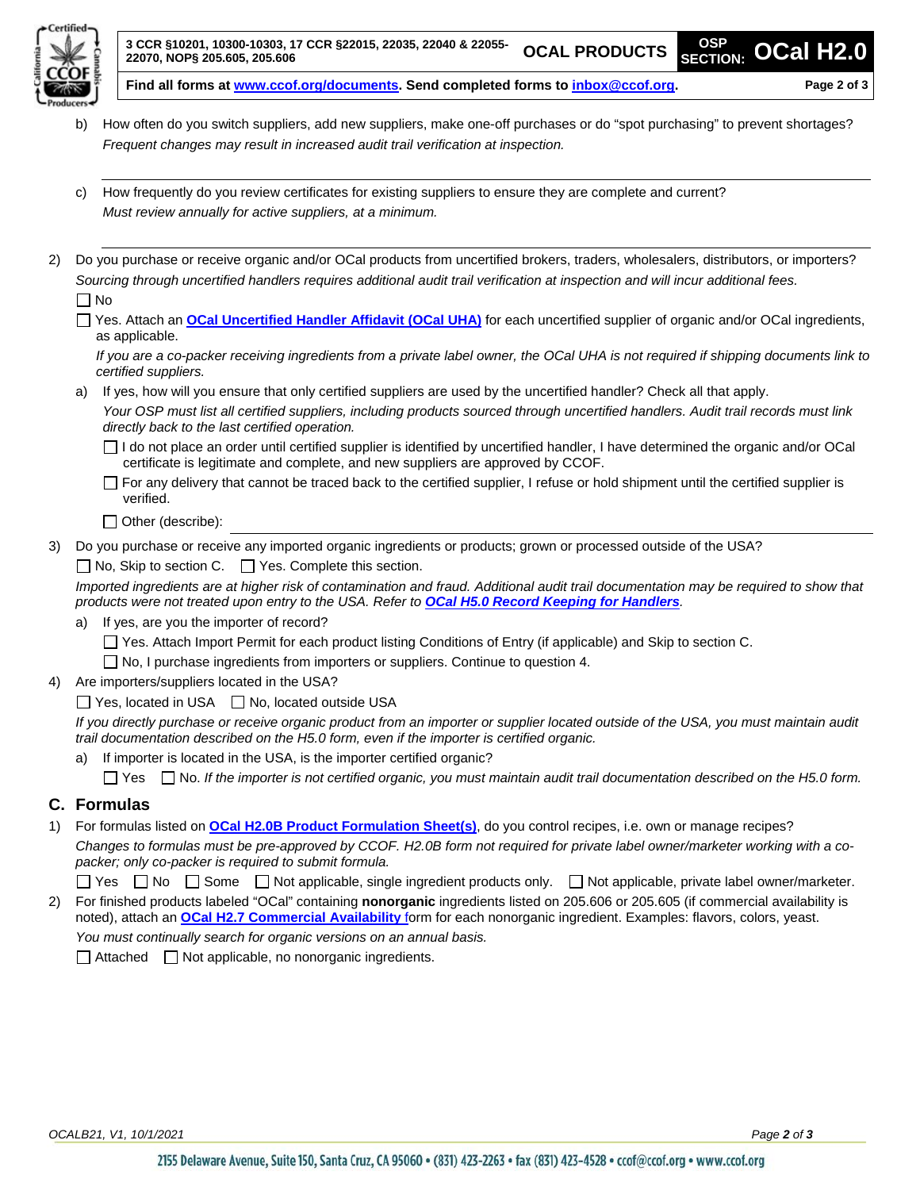b) How often do you switch suppliers, add new suppliers, make one-off purchases or do "spot purchasing" to prevent shortages?
*Frequent changes may result in increased audit trail verification at inspection.*

\_\_\_\_\_\_\_\_\_\_\_\_\_\_\_\_\_\_\_\_\_\_\_\_\_\_\_\_\_\_\_\_\_\_\_\_\_\_\_\_\_\_\_\_\_\_\_\_\_\_\_\_\_\_\_\_\_\_\_\_

c) How frequently do you review certificates for existing suppliers to ensure they are complete and current?
*Must review annually for active suppliers, at a minimum.*

\_\_\_\_\_\_\_\_\_\_\_\_\_\_\_\_\_\_\_\_\_\_\_\_\_\_\_\_\_\_\_\_\_\_\_\_\_\_\_\_\_\_\_\_\_\_\_\_\_\_\_\_\_\_\_\_\_\_\_\_

2) Do you purchase or receive organic and/or OCal products from uncertified brokers, traders, wholesalers, distributors, or importers?
*Sourcing through uncertified handlers requires additional audit trail verification at inspection and will incur additional fees.*

☐ No

☐ Yes. Attach an **OCal Uncertified Handler Affidavit (OCal UHA)** for each uncertified supplier of organic and/or OCal ingredients, as applicable.

*If you are a co-packer receiving ingredients from a private label owner, the OCal UHA is not required if shipping documents link to certified suppliers.*

a) If yes, how will you ensure that only certified suppliers are used by the uncertified handler? Check all that apply.
*Your OSP must list all certified suppliers, including products sourced through uncertified handlers. Audit trail records must link directly back to the last certified operation.*

☐ I do not place an order until certified supplier is identified by uncertified handler, I have determined the organic and/or OCal certificate is legitimate and complete, and new suppliers are approved by CCOF.

☐ For any delivery that cannot be traced back to the certified supplier, I refuse or hold shipment until the certified supplier is verified.

☐ Other (describe): \_\_\_\_\_\_\_\_\_\_\_\_\_\_\_\_\_\_\_\_\_\_\_\_\_\_\_\_\_\_\_\_\_\_\_\_\_\_

3) Do you purchase or receive any imported organic ingredients or products; grown or processed outside of the USA?

☐ No, Skip to section C. ☐ Yes. Complete this section.

*Imported ingredients are at higher risk of contamination and fraud. Additional audit trail documentation may be required to show that products were not treated upon entry to the USA. Refer to* ***OCal H5.0 Record Keeping for Handlers****.*

a) If yes, are you the importer of record?

☐ Yes. Attach Import Permit for each product listing Conditions of Entry (if applicable) and Skip to section C.

☐ No, I purchase ingredients from importers or suppliers. Continue to question 4.

4) Are importers/suppliers located in the USA?

☐ Yes, located in USA ☐ No, located outside USA

*If you directly purchase or receive organic product from an importer or supplier located outside of the USA, you must maintain audit trail documentation described on the H5.0 form, even if the importer is certified organic.*

a) If importer is located in the USA, is the importer certified organic?

☐ Yes ☐ No. *If the importer is not certified organic, you must maintain audit trail documentation described on the H5.0 form.*

## C. Formulas

1) For formulas listed on **OCal H2.0B Product Formulation Sheet(s)**, do you control recipes, i.e. own or manage recipes?
*Changes to formulas must be pre-approved by CCOF. H2.0B form not required for private label owner/marketer working with a co-packer; only co-packer is required to submit formula.*

☐ Yes ☐ No ☐ Some ☐ Not applicable, single ingredient products only. ☐ Not applicable, private label owner/marketer.

2) For finished products labeled "OCal" containing **nonorganic** ingredients listed on 205.606 or 205.605 (if commercial availability is noted), attach an **OCal H2.7 Commercial Availability** form for each nonorganic ingredient. Examples: flavors, colors, yeast.
*You must continually search for organic versions on an annual basis.*

☐ Attached ☐ Not applicable, no nonorganic ingredients.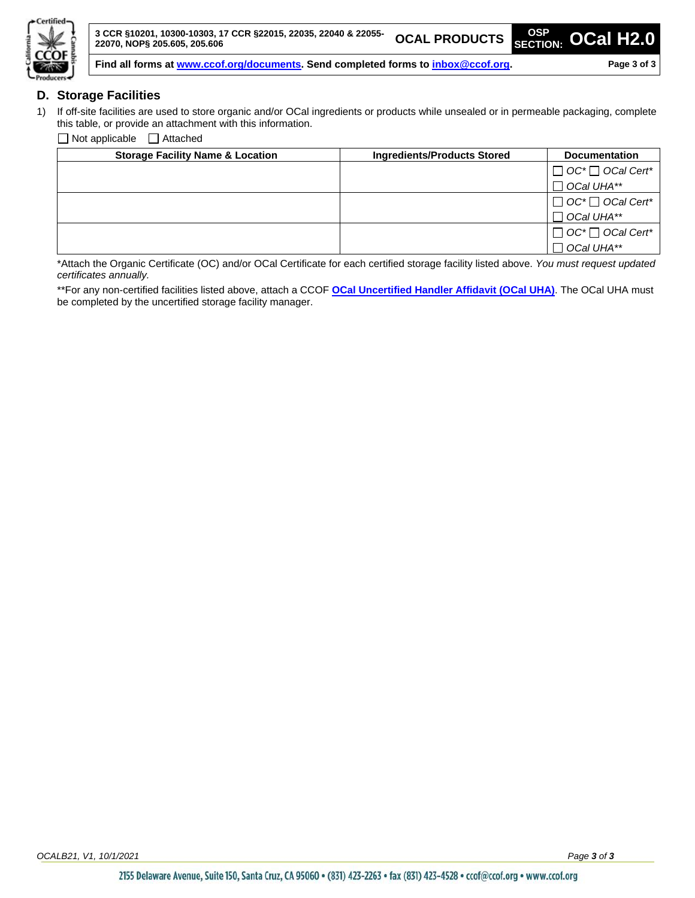## D. Storage Facilities

1) If off-site facilities are used to store organic and/or OCal ingredients or products while unsealed or in permeable packaging, complete this table, or provide an attachment with this information.

☐ Not applicable ☐ Attached

| Storage Facility Name & Location | Ingredients/Products Stored | Documentation |
|---|---|---|
| | | ☐ *OC** ☐ *OCal Cert** ☐ *OCal UHA*** |
| | | ☐ *OC** ☐ *OCal Cert** ☐ *OCal UHA*** |
| | | ☐ *OC** ☐ *OCal Cert** ☐ *OCal UHA*** |

*Attach the Organic Certificate (OC) and/or OCal Certificate for each certified storage facility listed above. *You must request updated certificates annually.*

**For any non-certified facilities listed above, attach a CCOF **OCal Uncertified Handler Affidavit (OCal UHA)**. The OCal UHA must be completed by the uncertified storage facility manager.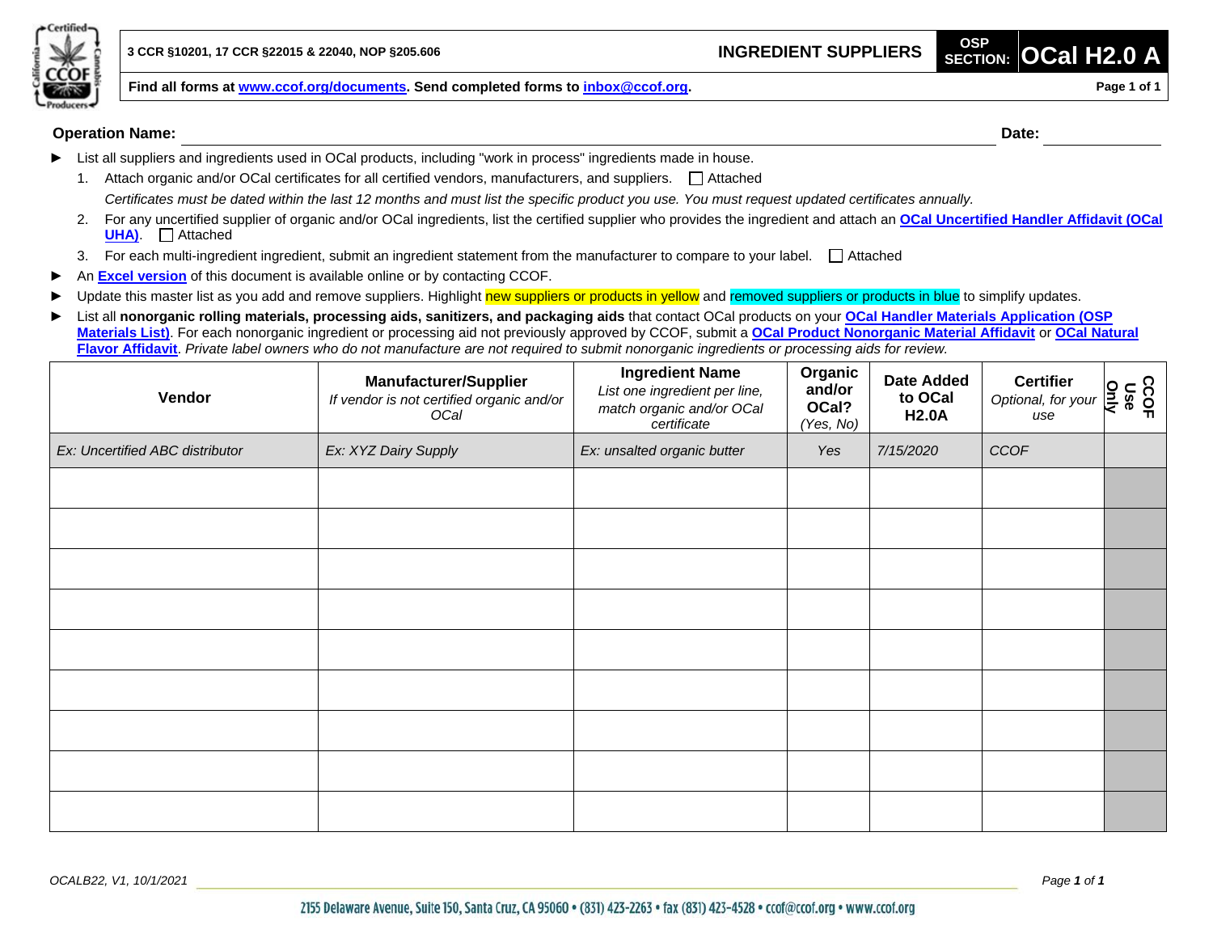3 CCR §10201, 17 CCR §22015 & 22040, NOP §205.606

# INGREDIENT SUPPLIERS

**OSP SECTION: OCal H2.0 A**

**Find all forms at www.ccof.org/documents. Send completed forms to inbox@ccof.org.**

**Operation Name:** ______________________ **Date:** ____________

- List all suppliers and ingredients used in OCal products, including "work in process" ingredients made in house.
  1. Attach organic and/or OCal certificates for all certified vendors, manufacturers, and suppliers. ☐ Attached
     *Certificates must be dated within the last 12 months and must list the specific product you use. You must request updated certificates annually.*
  2. For any uncertified supplier of organic and/or OCal ingredients, list the certified supplier who provides the ingredient and attach an **OCal Uncertified Handler Affidavit (OCal UHA)**. ☐ Attached
  3. For each multi-ingredient ingredient, submit an ingredient statement from the manufacturer to compare to your label. ☐ Attached
- An **Excel version** of this document is available online or by contacting CCOF.
- Update this master list as you add and remove suppliers. Highlight new suppliers or products in yellow and removed suppliers or products in blue to simplify updates.
- List all **nonorganic rolling materials, processing aids, sanitizers, and packaging aids** that contact OCal products on your **OCal Handler Materials Application (OSP Materials List)**. For each nonorganic ingredient or processing aid not previously approved by CCOF, submit a **OCal Product Nonorganic Material Affidavit** or **OCal Natural Flavor Affidavit**. *Private label owners who do not manufacture are not required to submit nonorganic ingredients or processing aids for review.*

| **Vendor** | **Manufacturer/Supplier** *If vendor is not certified organic and/or OCal* | **Ingredient Name** *List one ingredient per line, match organic and/or OCal certificate* | **Organic and/or OCal?** *(Yes, No)* | **Date Added to OCal H2.0A** | **Certifier** *Optional, for your use* | **CCOF Use Only** |
|---|---|---|---|---|---|---|
| *Ex: Uncertified ABC distributor* | *Ex: XYZ Dairy Supply* | *Ex: unsalted organic butter* | *Yes* | *7/15/2020* | *CCOF* | |
| | | | | | | |
| | | | | | | |
| | | | | | | |
| | | | | | | |
| | | | | | | |
| | | | | | | |
| | | | | | | |
| | | | | | | |
| | | | | | | |

OCALB22, V1, 10/1/2021

2155 Delaware Avenue, Suite 150, Santa Cruz, CA 95060 • (831) 423-2263 • fax (831) 423-4528 • ccof@ccof.org • www.ccof.org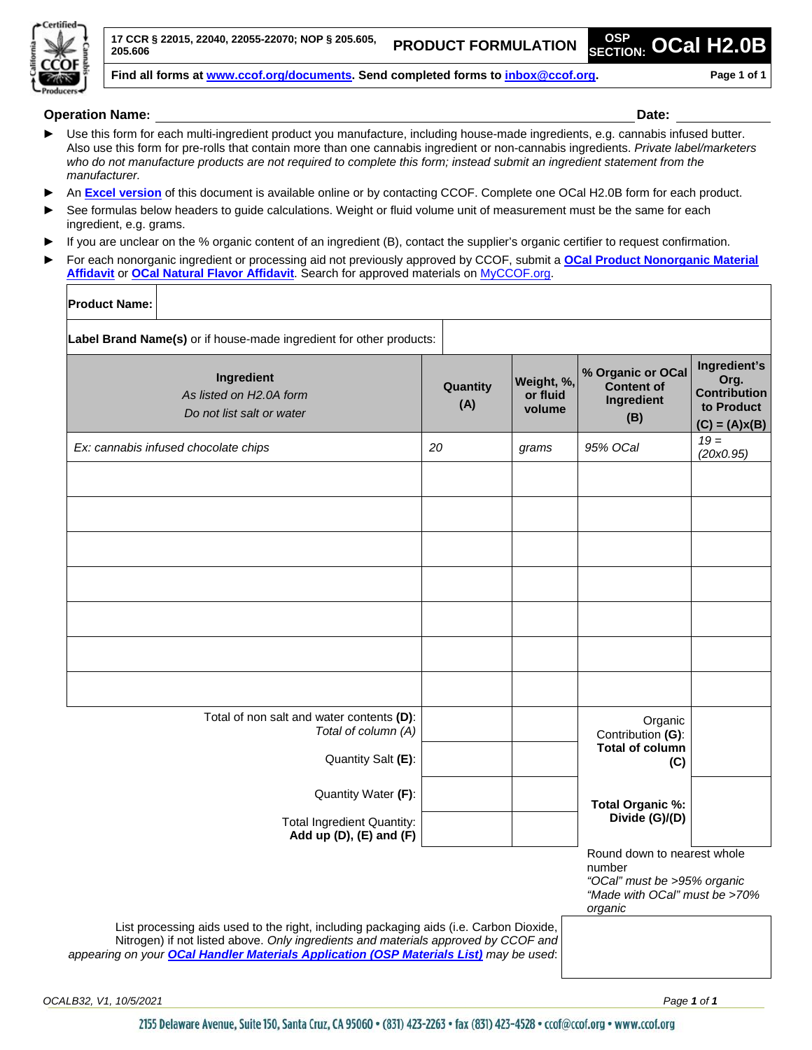17 CCR § 22015, 22040, 22055-22070; NOP § 205.605, 205.606

# PRODUCT FORMULATION

OSP SECTION: **OCal H2.0B**

**Find all forms at www.ccof.org/documents. Send completed forms to inbox@ccof.org.**

**Operation Name:** ______________________________ **Date:** ____________

- Use this form for each multi-ingredient product you manufacture, including house-made ingredients, e.g. cannabis infused butter. Also use this form for pre-rolls that contain more than one cannabis ingredient or non-cannabis ingredients. *Private label/marketers who do not manufacture products are not required to complete this form; instead submit an ingredient statement from the manufacturer.*
- An **Excel version** of this document is available online or by contacting CCOF. Complete one OCal H2.0B form for each product.
- See formulas below headers to guide calculations. Weight or fluid volume unit of measurement must be the same for each ingredient, e.g. grams.
- If you are unclear on the % organic content of an ingredient (B), contact the supplier's organic certifier to request confirmation.
- For each nonorganic ingredient or processing aid not previously approved by CCOF, submit a **OCal Product Nonorganic Material Affidavit** or **OCal Natural Flavor Affidavit**. Search for approved materials on MyCCOF.org.

**Product Name:**

**Label Brand Name(s)** or if house-made ingredient for other products:

| **Ingredient** *As listed on H2.0A form* *Do not list salt or water* | **Quantity (A)** | **Weight, %, or fluid volume** | **% Organic or OCal Content of Ingredient (B)** | **Ingredient's Org. Contribution to Product (C) = (A)x(B)** |
|---|---|---|---|---|
| *Ex: cannabis infused chocolate chips* | *20* | *grams* | *95% OCal* | *19 = (20x0.95)* |
| | | | | |
| | | | | |
| | | | | |
| | | | | |
| | | | | |
| | | | | |
| | | | | |
| Total of non salt and water contents **(D)**: *Total of column (A)* | | | Organic Contribution **(G)**: **Total of column (C)** | |
| Quantity Salt **(E)**: | | | | |
| Quantity Water **(F)**: | | | **Total Organic %: Divide (G)/(D)** | |
| Total Ingredient Quantity: **Add up (D), (E) and (F)** | | | | |

Round down to nearest whole number
*"OCal" must be >95% organic*
*"Made with OCal" must be >70% organic*

List processing aids used to the right, including packaging aids (i.e. Carbon Dioxide, Nitrogen) if not listed above. *Only ingredients and materials approved by CCOF and appearing on your* ***OCal Handler Materials Application (OSP Materials List)*** *may be used*:

OCALB32, V1, 10/5/2021

2155 Delaware Avenue, Suite 150, Santa Cruz, CA 95060 • (831) 423-2263 • fax (831) 423-4528 • ccof@ccof.org • www.ccof.org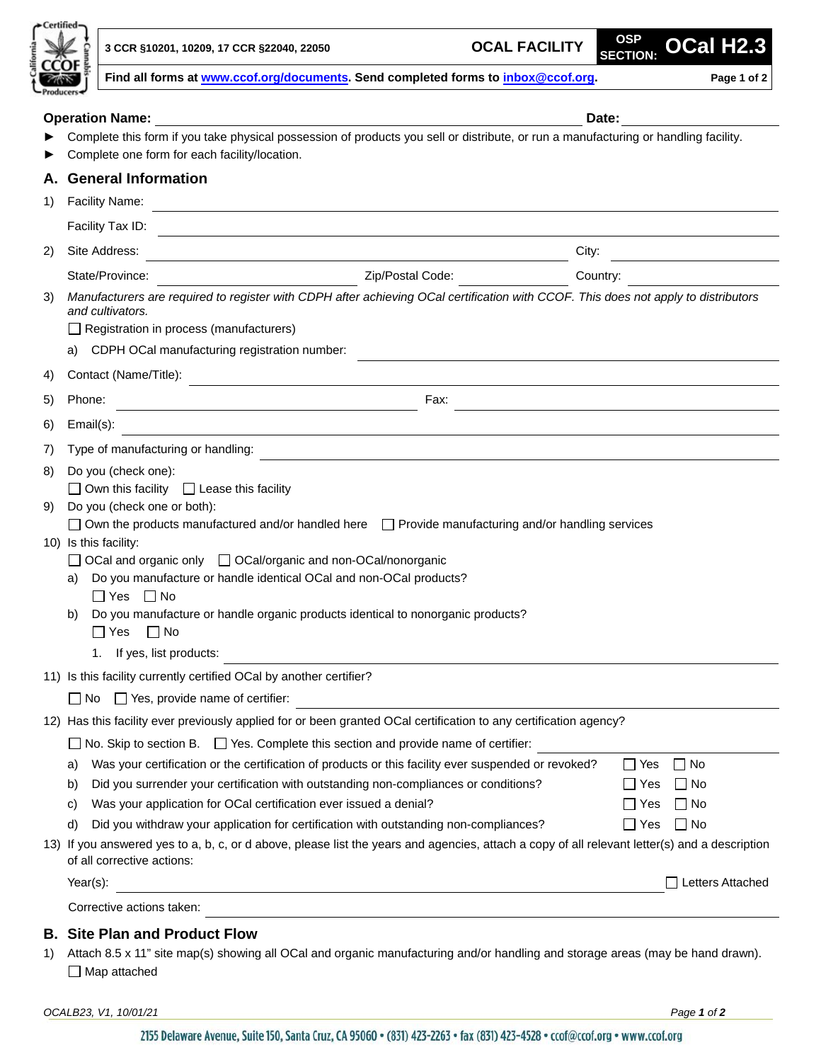3 CCR §10201, 10209, 17 CCR §22040, 22050 | **OCAL FACILITY** | **OSP SECTION: OCal H2.3**

**Find all forms at www.ccof.org/documents. Send completed forms to inbox@ccof.org.**

**Operation Name:** ______________________ **Date:** ____________

- ► Complete this form if you take physical possession of products you sell or distribute, or run a manufacturing or handling facility.
- ► Complete one form for each facility/location.

## A. General Information

1) Facility Name: ______________________

   Facility Tax ID: ______________________

2) Site Address: ______________________ City: ____________

   State/Province: ____________ Zip/Postal Code: ____________ Country: ____________

3) *Manufacturers are required to register with CDPH after achieving OCal certification with CCOF. This does not apply to distributors and cultivators.*

   ☐ Registration in process (manufacturers)

   a) CDPH OCal manufacturing registration number: ______________________

4) Contact (Name/Title): ______________________

5) Phone: ____________ Fax: ____________

6) Email(s): ______________________

7) Type of manufacturing or handling: ______________________

8) Do you (check one):

   ☐ Own this facility ☐ Lease this facility

9) Do you (check one or both):

   ☐ Own the products manufactured and/or handled here ☐ Provide manufacturing and/or handling services

10) Is this facility:

   ☐ OCal and organic only ☐ OCal/organic and non-OCal/nonorganic

   a) Do you manufacture or handle identical OCal and non-OCal products?

      ☐ Yes ☐ No

   b) Do you manufacture or handle organic products identical to nonorganic products?

      ☐ Yes ☐ No

      1. If yes, list products: ______________________

11) Is this facility currently certified OCal by another certifier?

   ☐ No ☐ Yes, provide name of certifier: ______________________

12) Has this facility ever previously applied for or been granted OCal certification to any certification agency?

   ☐ No. Skip to section B. ☐ Yes. Complete this section and provide name of certifier: ____________

   a) Was your certification or the certification of products or this facility ever suspended or revoked? ☐ Yes ☐ No

   b) Did you surrender your certification with outstanding non-compliances or conditions? ☐ Yes ☐ No

   c) Was your application for OCal certification ever issued a denial? ☐ Yes ☐ No

   d) Did you withdraw your application for certification with outstanding non-compliances? ☐ Yes ☐ No

13) If you answered yes to a, b, c, or d above, please list the years and agencies, attach a copy of all relevant letter(s) and a description of all corrective actions:

   Year(s): ______________________ ☐ Letters Attached

   Corrective actions taken: ______________________

## B. Site Plan and Product Flow

1) Attach 8.5 x 11" site map(s) showing all OCal and organic manufacturing and/or handling and storage areas (may be hand drawn).

   ☐ Map attached

*OCALB23, V1, 10/01/21*

2155 Delaware Avenue, Suite 150, Santa Cruz, CA 95060 • (831) 423-2263 • fax (831) 423-4528 • ccof@ccof.org • www.ccof.org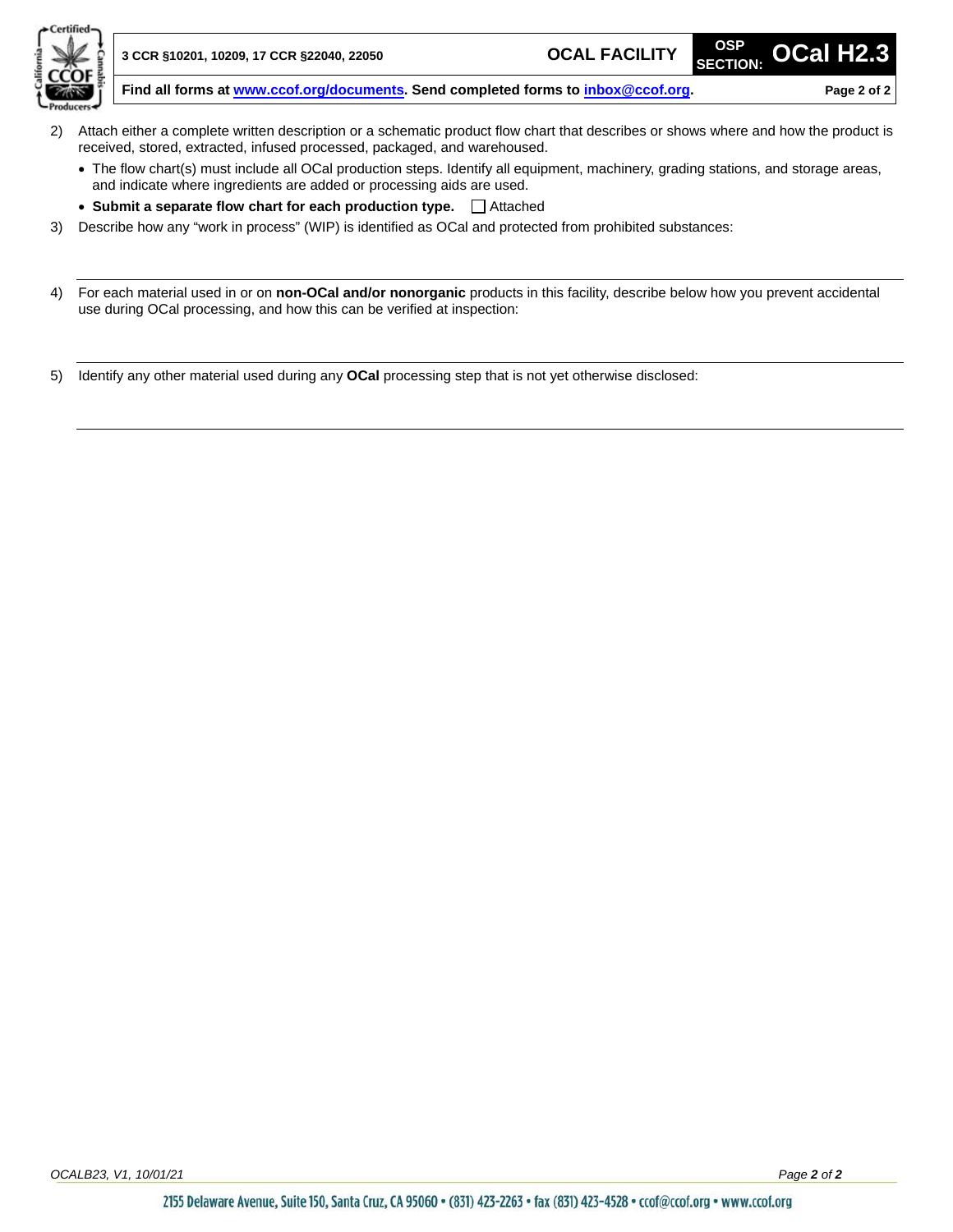2) Attach either a complete written description or a schematic product flow chart that describes or shows where and how the product is received, stored, extracted, infused processed, packaged, and warehoused.
   - The flow chart(s) must include all OCal production steps. Identify all equipment, machinery, grading stations, and storage areas, and indicate where ingredients are added or processing aids are used.
   - **Submit a separate flow chart for each production type.** ☐ Attached

3) Describe how any "work in process" (WIP) is identified as OCal and protected from prohibited substances:

___

4) For each material used in or on **non-OCal and/or nonorganic** products in this facility, describe below how you prevent accidental use during OCal processing, and how this can be verified at inspection:

___

5) Identify any other material used during any **OCal** processing step that is not yet otherwise disclosed:

___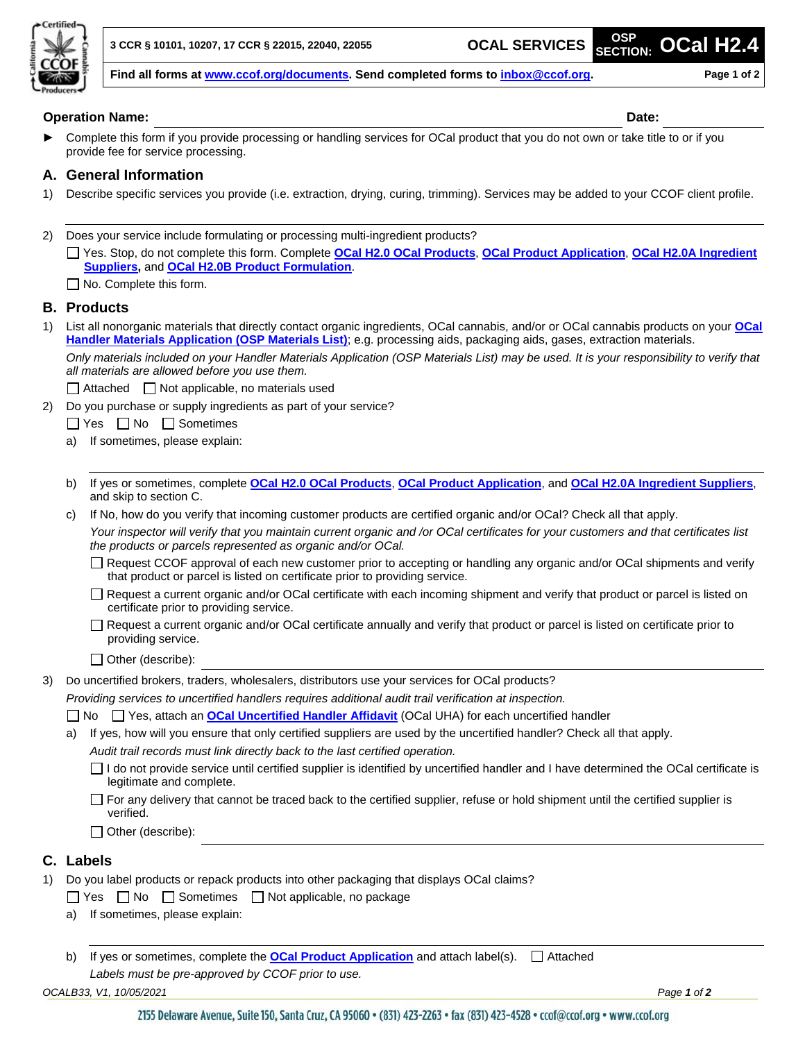3 CCR § 10101, 10207, 17 CCR § 22015, 22040, 22055 | **OCAL SERVICES** | OSP SECTION: **OCal H2.4**

**Find all forms at www.ccof.org/documents. Send completed forms to inbox@ccof.org.**

**Operation Name:** ______________________________ **Date:** __________

► Complete this form if you provide processing or handling services for OCal product that you do not own or take title to or if you provide fee for service processing.

## A. General Information

1) Describe specific services you provide (i.e. extraction, drying, curing, trimming). Services may be added to your CCOF client profile.

_______________________________________________

2) Does your service include formulating or processing multi-ingredient products?

☐ Yes. Stop, do not complete this form. Complete **OCal H2.0 OCal Products**, **OCal Product Application**, **OCal H2.0A Ingredient Suppliers**, and **OCal H2.0B Product Formulation**.

☐ No. Complete this form.

## B. Products

1) List all nonorganic materials that directly contact organic ingredients, OCal cannabis, and/or or OCal cannabis products on your **OCal Handler Materials Application (OSP Materials List)**; e.g. processing aids, packaging aids, gases, extraction materials.

*Only materials included on your Handler Materials Application (OSP Materials List) may be used. It is your responsibility to verify that all materials are allowed before you use them.*

☐ Attached ☐ Not applicable, no materials used

2) Do you purchase or supply ingredients as part of your service?

☐ Yes ☐ No ☐ Sometimes

a) If sometimes, please explain:

_______________________________________________

b) If yes or sometimes, complete **OCal H2.0 OCal Products**, **OCal Product Application**, and **OCal H2.0A Ingredient Suppliers**, and skip to section C.

c) If No, how do you verify that incoming customer products are certified organic and/or OCal? Check all that apply.

*Your inspector will verify that you maintain current organic and /or OCal certificates for your customers and that certificates list the products or parcels represented as organic and/or OCal.*

☐ Request CCOF approval of each new customer prior to accepting or handling any organic and/or OCal shipments and verify that product or parcel is listed on certificate prior to providing service.

☐ Request a current organic and/or OCal certificate with each incoming shipment and verify that product or parcel is listed on certificate prior to providing service.

☐ Request a current organic and/or OCal certificate annually and verify that product or parcel is listed on certificate prior to providing service.

☐ Other (describe): _______________________________

3) Do uncertified brokers, traders, wholesalers, distributors use your services for OCal products?

*Providing services to uncertified handlers requires additional audit trail verification at inspection.*

☐ No ☐ Yes, attach an **OCal Uncertified Handler Affidavit** (OCal UHA) for each uncertified handler

a) If yes, how will you ensure that only certified suppliers are used by the uncertified handler? Check all that apply.

*Audit trail records must link directly back to the last certified operation.*

☐ I do not provide service until certified supplier is identified by uncertified handler and I have determined the OCal certificate is legitimate and complete.

☐ For any delivery that cannot be traced back to the certified supplier, refuse or hold shipment until the certified supplier is verified.

☐ Other (describe): _______________________________

## C. Labels

1) Do you label products or repack products into other packaging that displays OCal claims?

☐ Yes ☐ No ☐ Sometimes ☐ Not applicable, no package

a) If sometimes, please explain:

_______________________________________________

b) If yes or sometimes, complete the **OCal Product Application** and attach label(s). ☐ Attached

*Labels must be pre-approved by CCOF prior to use.*

OCALB33, V1, 10/05/2021

2155 Delaware Avenue, Suite 150, Santa Cruz, CA 95060 • (831) 423-2263 • fax (831) 423-4528 • ccof@ccof.org • www.ccof.org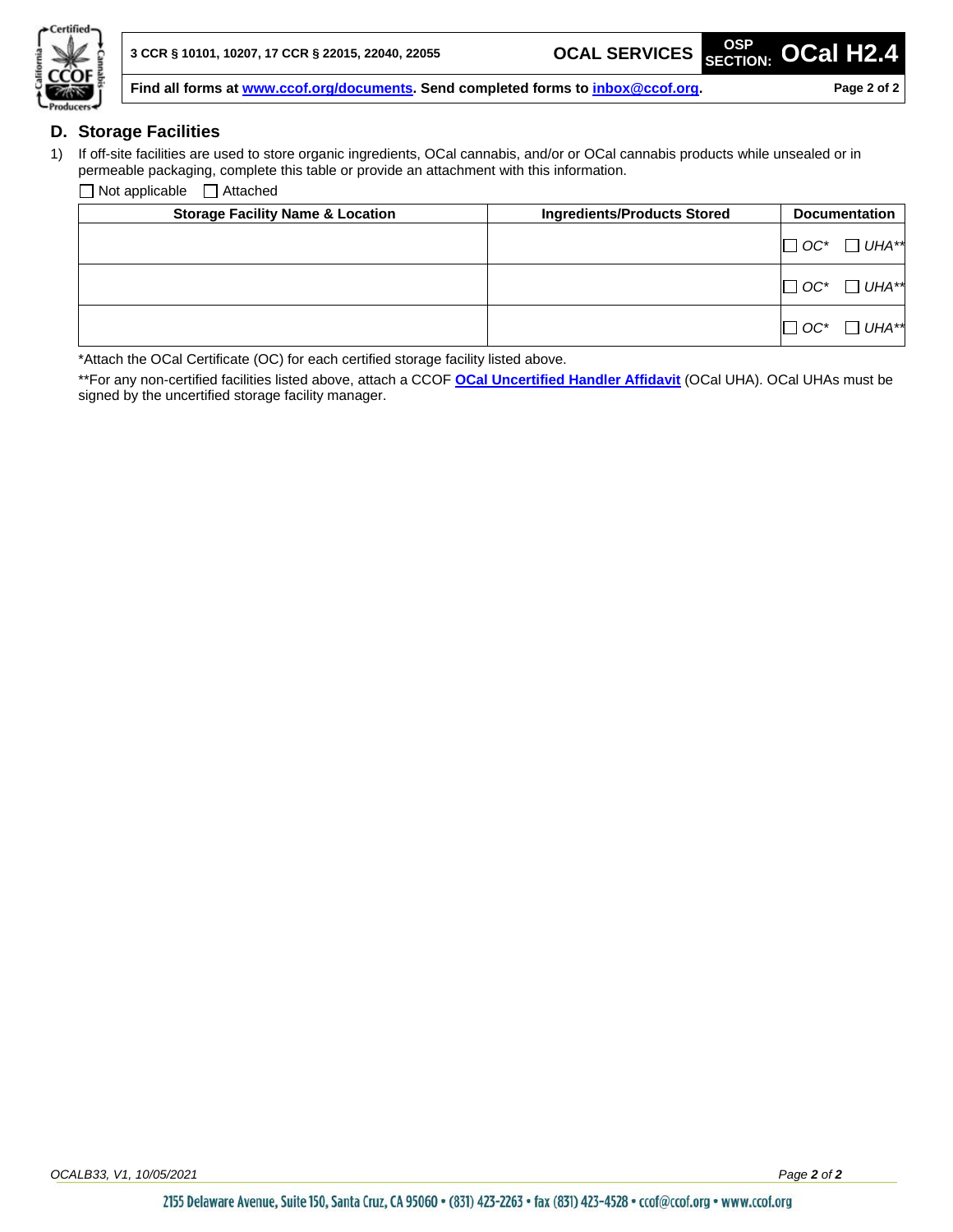## D. Storage Facilities

1) If off-site facilities are used to store organic ingredients, OCal cannabis, and/or or OCal cannabis products while unsealed or in permeable packaging, complete this table or provide an attachment with this information.

☐ Not applicable ☐ Attached

| Storage Facility Name & Location | Ingredients/Products Stored | Documentation |
|---|---|---|
| | | ☐ *OC** ☐ *UHA*** |
| | | ☐ *OC** ☐ *UHA*** |
| | | ☐ *OC** ☐ *UHA*** |

*Attach the OCal Certificate (OC) for each certified storage facility listed above.

**For any non-certified facilities listed above, attach a CCOF **OCal Uncertified Handler Affidavit** (OCal UHA). OCal UHAs must be signed by the uncertified storage facility manager.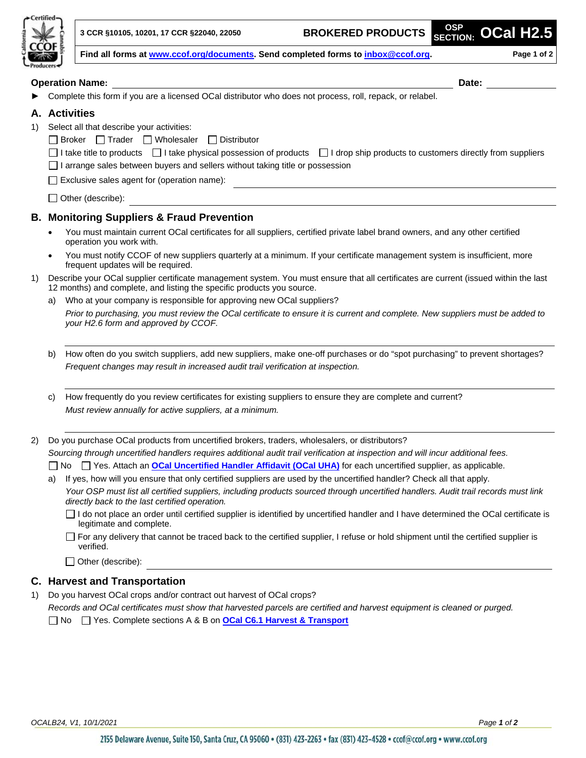3 CCR §10105, 10201, 17 CCR §22040, 22050 **BROKERED PRODUCTS** OSP SECTION: **OCal H2.5**

**Find all forms at www.ccof.org/documents. Send completed forms to inbox@ccof.org.**

**Operation Name:** ______________________ **Date:** __________

► Complete this form if you are a licensed OCal distributor who does not process, roll, repack, or relabel.

## A. Activities

1) Select all that describe your activities:

☐ Broker ☐ Trader ☐ Wholesaler ☐ Distributor

☐ I take title to products ☐ I take physical possession of products ☐ I drop ship products to customers directly from suppliers

☐ I arrange sales between buyers and sellers without taking title or possession

☐ Exclusive sales agent for (operation name): ______________________

☐ Other (describe): ______________________

## B. Monitoring Suppliers & Fraud Prevention

- You must maintain current OCal certificates for all suppliers, certified private label brand owners, and any other certified operation you work with.
- You must notify CCOF of new suppliers quarterly at a minimum. If your certificate management system is insufficient, more frequent updates will be required.

1) Describe your OCal supplier certificate management system. You must ensure that all certificates are current (issued within the last 12 months) and complete, and listing the specific products you source.

   a) Who at your company is responsible for approving new OCal suppliers?
   *Prior to purchasing, you must review the OCal certificate to ensure it is current and complete. New suppliers must be added to your H2.6 form and approved by CCOF.*
   ______________________

   b) How often do you switch suppliers, add new suppliers, make one-off purchases or do "spot purchasing" to prevent shortages?
   *Frequent changes may result in increased audit trail verification at inspection.*
   ______________________

   c) How frequently do you review certificates for existing suppliers to ensure they are complete and current?
   *Must review annually for active suppliers, at a minimum.*
   ______________________

2) Do you purchase OCal products from uncertified brokers, traders, wholesalers, or distributors?
*Sourcing through uncertified handlers requires additional audit trail verification at inspection and will incur additional fees.*

☐ No ☐ Yes. Attach an **OCal Uncertified Handler Affidavit (OCal UHA)** for each uncertified supplier, as applicable.

   a) If yes, how will you ensure that only certified suppliers are used by the uncertified handler? Check all that apply.
   *Your OSP must list all certified suppliers, including products sourced through uncertified handlers. Audit trail records must link directly back to the last certified operation.*

   ☐ I do not place an order until certified supplier is identified by uncertified handler and I have determined the OCal certificate is legitimate and complete.

   ☐ For any delivery that cannot be traced back to the certified supplier, I refuse or hold shipment until the certified supplier is verified.

   ☐ Other (describe): ______________________

## C. Harvest and Transportation

1) Do you harvest OCal crops and/or contract out harvest of OCal crops?
*Records and OCal certificates must show that harvested parcels are certified and harvest equipment is cleaned or purged.*

☐ No ☐ Yes. Complete sections A & B on **OCal C6.1 Harvest & Transport**

OCALB24, V1, 10/1/2021

2155 Delaware Avenue, Suite 150, Santa Cruz, CA 95060 • (831) 423-2263 • fax (831) 423-4528 • ccof@ccof.org • www.ccof.org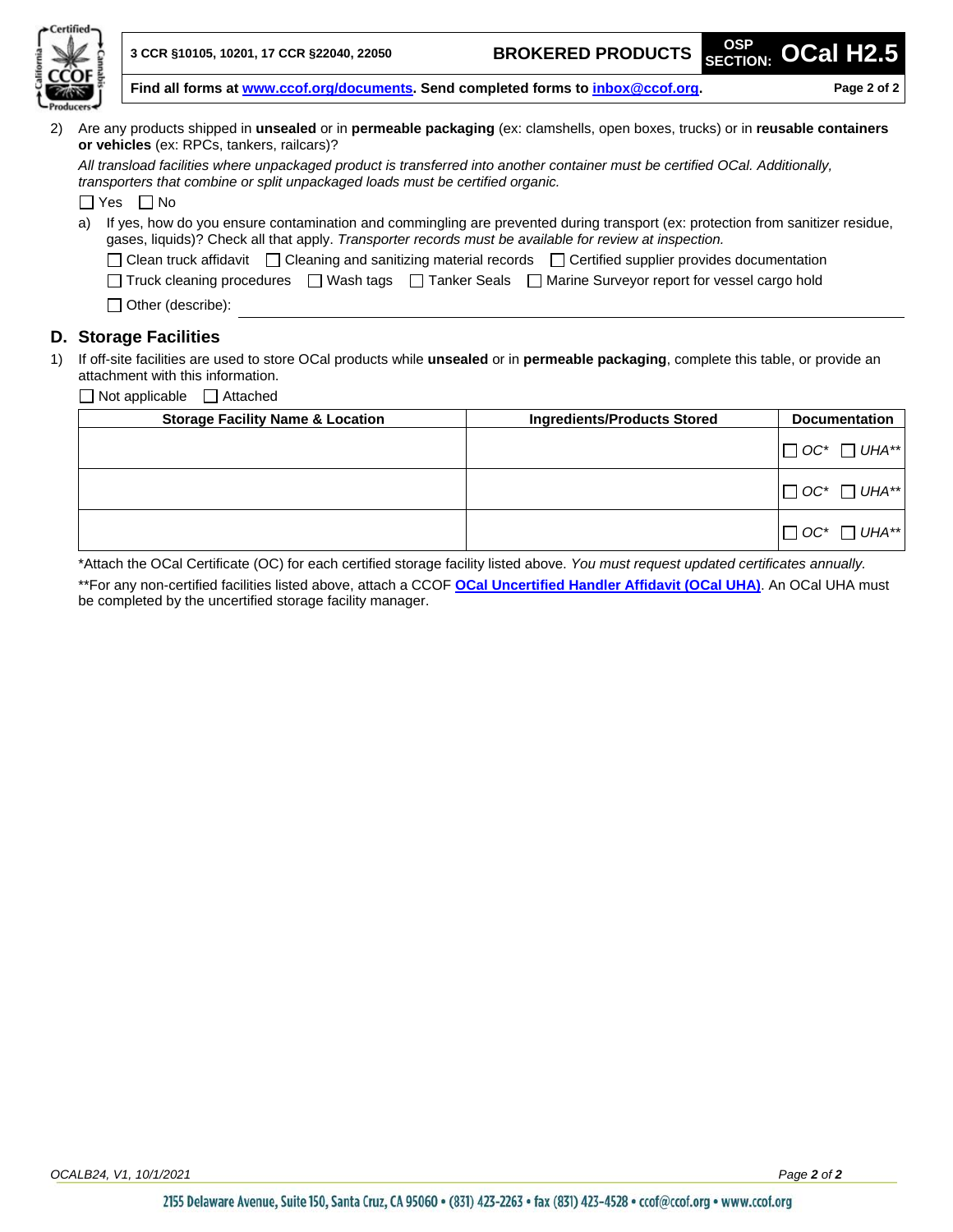2) Are any products shipped in **unsealed** or in **permeable packaging** (ex: clamshells, open boxes, trucks) or in **reusable containers or vehicles** (ex: RPCs, tankers, railcars)?

*All transload facilities where unpackaged product is transferred into another container must be certified OCal. Additionally, transporters that combine or split unpackaged loads must be certified organic.*

☐ Yes ☐ No

a) If yes, how do you ensure contamination and commingling are prevented during transport (ex: protection from sanitizer residue, gases, liquids)? Check all that apply. *Transporter records must be available for review at inspection.*

☐ Clean truck affidavit ☐ Cleaning and sanitizing material records ☐ Certified supplier provides documentation

☐ Truck cleaning procedures ☐ Wash tags ☐ Tanker Seals ☐ Marine Surveyor report for vessel cargo hold

☐ Other (describe): ____________________

## D. Storage Facilities

1) If off-site facilities are used to store OCal products while **unsealed** or in **permeable packaging**, complete this table, or provide an attachment with this information.

☐ Not applicable ☐ Attached

| Storage Facility Name & Location | Ingredients/Products Stored | Documentation |
|---|---|---|
| | | ☐ *OC** ☐ *UHA*** |
| | | ☐ *OC** ☐ *UHA*** |
| | | ☐ *OC** ☐ *UHA*** |

*Attach the OCal Certificate (OC) for each certified storage facility listed above. *You must request updated certificates annually.*

**For any non-certified facilities listed above, attach a CCOF **OCal Uncertified Handler Affidavit (OCal UHA)**. An OCal UHA must be completed by the uncertified storage facility manager.

OCALB24, V1, 10/1/2021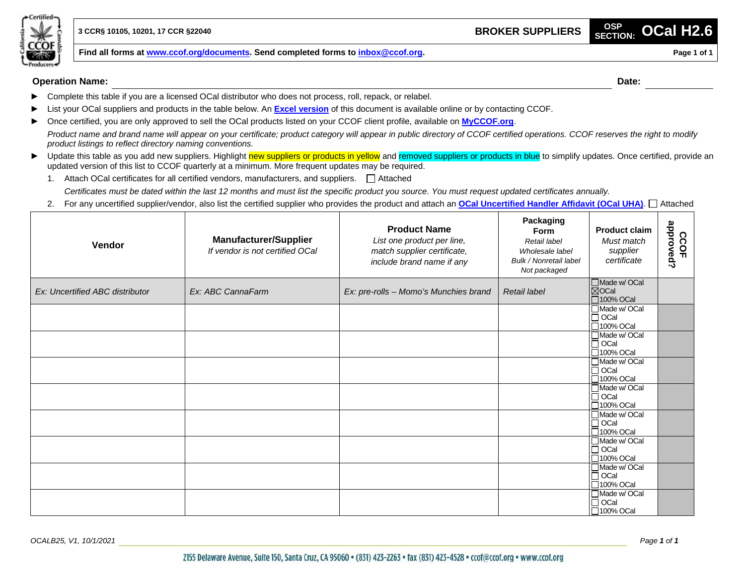**3 CCR§ 10105, 10201, 17 CCR §22040** | **BROKER SUPPLIERS** | **OSP SECTION: OCal H2.6**

**Find all forms at www.ccof.org/documents. Send completed forms to inbox@ccof.org.**

**Operation Name:** ______________________ **Date:** __________

- ► Complete this table if you are a licensed OCal distributor who does not process, roll, repack, or relabel.
- ► List your OCal suppliers and products in the table below. An **Excel version** of this document is available online or by contacting CCOF.
- ► Once certified, you are only approved to sell the OCal products listed on your CCOF client profile, available on **MyCCOF.org**.

  *Product name and brand name will appear on your certificate; product category will appear in public directory of CCOF certified operations. CCOF reserves the right to modify product listings to reflect directory naming conventions.*
- ► Update this table as you add new suppliers. Highlight new suppliers or products in yellow and removed suppliers or products in blue to simplify updates. Once certified, provide an updated version of this list to CCOF quarterly at a minimum. More frequent updates may be required.
  1. Attach OCal certificates for all certified vendors, manufacturers, and suppliers. ☐ Attached

     *Certificates must be dated within the last 12 months and must list the specific product you source. You must request updated certificates annually.*
  2. For any uncertified supplier/vendor, also list the certified supplier who provides the product and attach an **OCal Uncertified Handler Affidavit (OCal UHA)**. ☐ Attached

| **Vendor** | **Manufacturer/Supplier** *If vendor is not certified OCal* | **Product Name** *List one product per line, match supplier certificate, include brand name if any* | **Packaging Form** *Retail label Wholesale label Bulk / Nonretail label Not packaged* | **Product claim** *Must match supplier certificate* | **CCOF approved?** |
|---|---|---|---|---|---|
| *Ex: Uncertified ABC distributor* | *Ex: ABC CannaFarm* | *Ex: pre-rolls – Momo's Munchies brand* | *Retail label* | ☐Made w/ OCal ☒OCal ☐100% OCal | |
| | | | | ☐Made w/ OCal ☐ OCal ☐100% OCal | |
| | | | | ☐Made w/ OCal ☐ OCal ☐100% OCal | |
| | | | | ☐Made w/ OCal ☐ OCal ☐100% OCal | |
| | | | | ☐Made w/ OCal ☐ OCal ☐100% OCal | |
| | | | | ☐Made w/ OCal ☐ OCal ☐100% OCal | |
| | | | | ☐Made w/ OCal ☐ OCal ☐100% OCal | |
| | | | | ☐Made w/ OCal ☐ OCal ☐100% OCal | |
| | | | | ☐Made w/ OCal ☐ OCal ☐100% OCal | |

*OCALB25, V1, 10/1/2021*

2155 Delaware Avenue, Suite 150, Santa Cruz, CA 95060 • (831) 423-2263 • fax (831) 423-4528 • ccof@ccof.org • www.ccof.org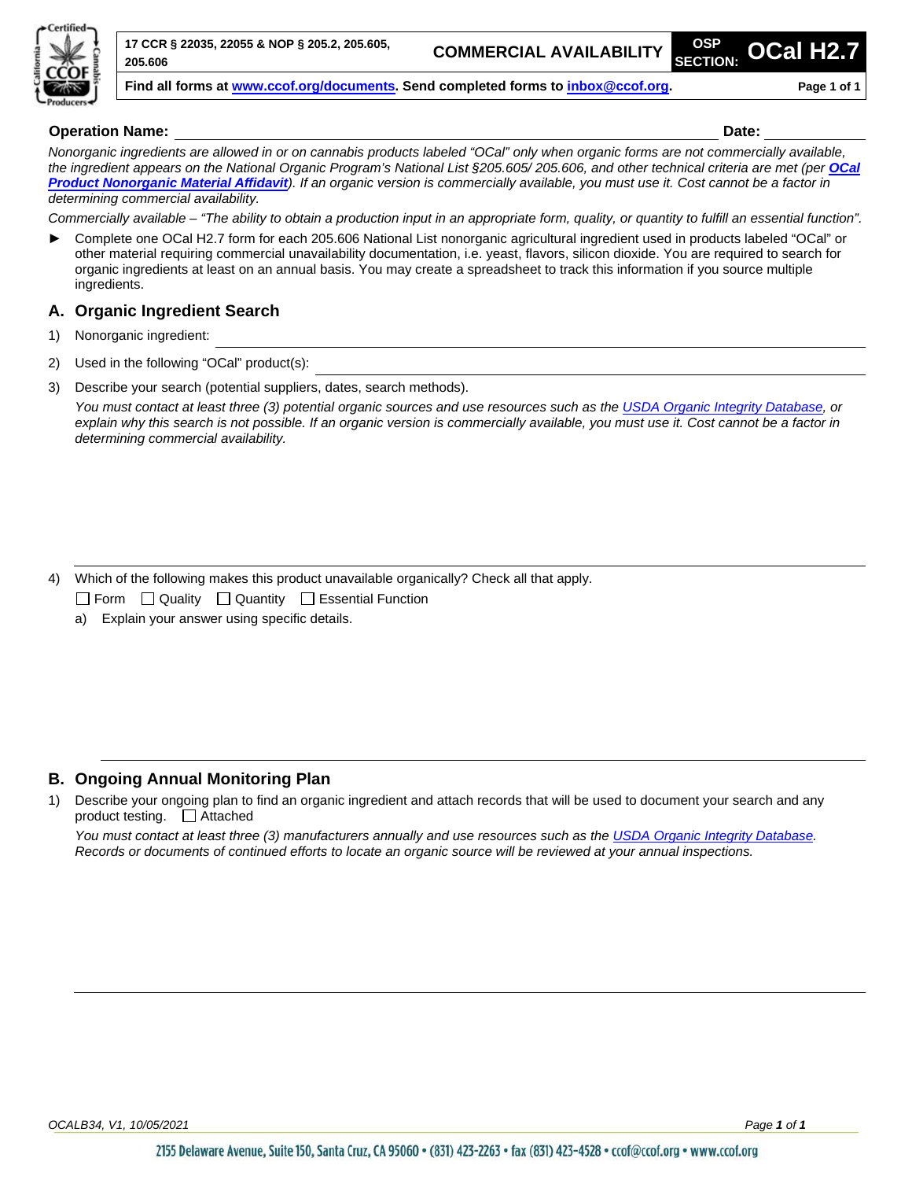17 CCR § 22035, 22055 & NOP § 205.2, 205.605, 205.606 | **COMMERCIAL AVAILABILITY** | OSP SECTION: **OCal H2.7**

**Find all forms at www.ccof.org/documents. Send completed forms to inbox@ccof.org.**

**Operation Name:** ______________________________ **Date:** ____________

*Nonorganic ingredients are allowed in or on cannabis products labeled "OCal" only when organic forms are not commercially available, the ingredient appears on the National Organic Program's National List §205.605/ 205.606, and other technical criteria are met (per **OCal Product Nonorganic Material Affidavit**). If an organic version is commercially available, you must use it. Cost cannot be a factor in determining commercial availability.*

*Commercially available – "The ability to obtain a production input in an appropriate form, quality, or quantity to fulfill an essential function".*

► Complete one OCal H2.7 form for each 205.606 National List nonorganic agricultural ingredient used in products labeled "OCal" or other material requiring commercial unavailability documentation, i.e. yeast, flavors, silicon dioxide. You are required to search for organic ingredients at least on an annual basis. You may create a spreadsheet to track this information if you source multiple ingredients.

## A. Organic Ingredient Search

1) Nonorganic ingredient: ______________________________

2) Used in the following "OCal" product(s): ______________________________

3) Describe your search (potential suppliers, dates, search methods).
   *You must contact at least three (3) potential organic sources and use resources such as the USDA Organic Integrity Database, or explain why this search is not possible. If an organic version is commercially available, you must use it. Cost cannot be a factor in determining commercial availability.*

4) Which of the following makes this product unavailable organically? Check all that apply.
   ☐ Form ☐ Quality ☐ Quantity ☐ Essential Function
   a) Explain your answer using specific details.

## B. Ongoing Annual Monitoring Plan

1) Describe your ongoing plan to find an organic ingredient and attach records that will be used to document your search and any product testing. ☐ Attached
   *You must contact at least three (3) manufacturers annually and use resources such as the USDA Organic Integrity Database. Records or documents of continued efforts to locate an organic source will be reviewed at your annual inspections.*

*OCALB34, V1, 10/05/2021*

2155 Delaware Avenue, Suite 150, Santa Cruz, CA 95060 • (831) 423-2263 • fax (831) 423-4528 • ccof@ccof.org • www.ccof.org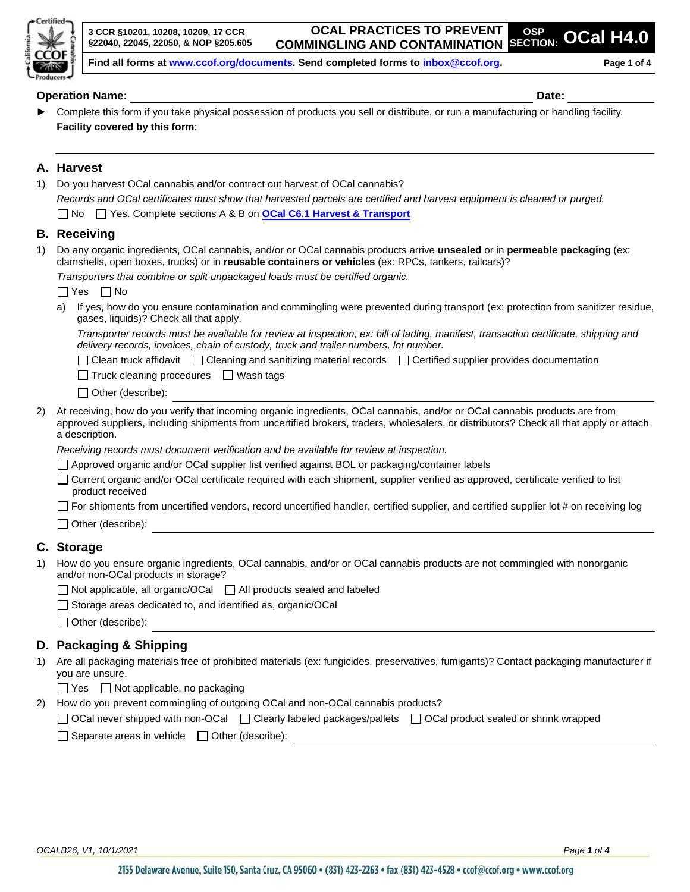3 CCR §10201, 10208, 10209, 17 CCR §22040, 22045, 22050, & NOP §205.605

# OCAL PRACTICES TO PREVENT COMMINGLING AND CONTAMINATION

OSP SECTION: **OCal H4.0**

**Find all forms at www.ccof.org/documents. Send completed forms to inbox@ccof.org.**

**Operation Name:** ______________________________ **Date:** __________

► Complete this form if you take physical possession of products you sell or distribute, or run a manufacturing or handling facility.
**Facility covered by this form**:

______________________________

## A. Harvest

1) Do you harvest OCal cannabis and/or contract out harvest of OCal cannabis?
*Records and OCal certificates must show that harvested parcels are certified and harvest equipment is cleaned or purged.*
☐ No ☐ Yes. Complete sections A & B on **OCal C6.1 Harvest & Transport**

## B. Receiving

1) Do any organic ingredients, OCal cannabis, and/or or OCal cannabis products arrive **unsealed** or in **permeable packaging** (ex: clamshells, open boxes, trucks) or in **reusable containers or vehicles** (ex: RPCs, tankers, railcars)?
*Transporters that combine or split unpackaged loads must be certified organic.*
☐ Yes ☐ No
   a) If yes, how do you ensure contamination and commingling were prevented during transport (ex: protection from sanitizer residue, gases, liquids)? Check all that apply.
   *Transporter records must be available for review at inspection, ex: bill of lading, manifest, transaction certificate, shipping and delivery records, invoices, chain of custody, truck and trailer numbers, lot number.*
   ☐ Clean truck affidavit ☐ Cleaning and sanitizing material records ☐ Certified supplier provides documentation
   ☐ Truck cleaning procedures ☐ Wash tags
   ☐ Other (describe): ______________________________

2) At receiving, how do you verify that incoming organic ingredients, OCal cannabis, and/or or OCal cannabis products are from approved suppliers, including shipments from uncertified brokers, traders, wholesalers, or distributors? Check all that apply or attach a description.
*Receiving records must document verification and be available for review at inspection.*
☐ Approved organic and/or OCal supplier list verified against BOL or packaging/container labels
☐ Current organic and/or OCal certificate required with each shipment, supplier verified as approved, certificate verified to list product received
☐ For shipments from uncertified vendors, record uncertified handler, certified supplier, and certified supplier lot # on receiving log
☐ Other (describe): ______________________________

## C. Storage

1) How do you ensure organic ingredients, OCal cannabis, and/or or OCal cannabis products are not commingled with nonorganic and/or non-OCal products in storage?
☐ Not applicable, all organic/OCal ☐ All products sealed and labeled
☐ Storage areas dedicated to, and identified as, organic/OCal
☐ Other (describe): ______________________________

## D. Packaging & Shipping

1) Are all packaging materials free of prohibited materials (ex: fungicides, preservatives, fumigants)? Contact packaging manufacturer if you are unsure.
☐ Yes ☐ Not applicable, no packaging

2) How do you prevent commingling of outgoing OCal and non-OCal cannabis products?
☐ OCal never shipped with non-OCal ☐ Clearly labeled packages/pallets ☐ OCal product sealed or shrink wrapped
☐ Separate areas in vehicle ☐ Other (describe): ______________________________

OCALB26, V1, 10/1/2021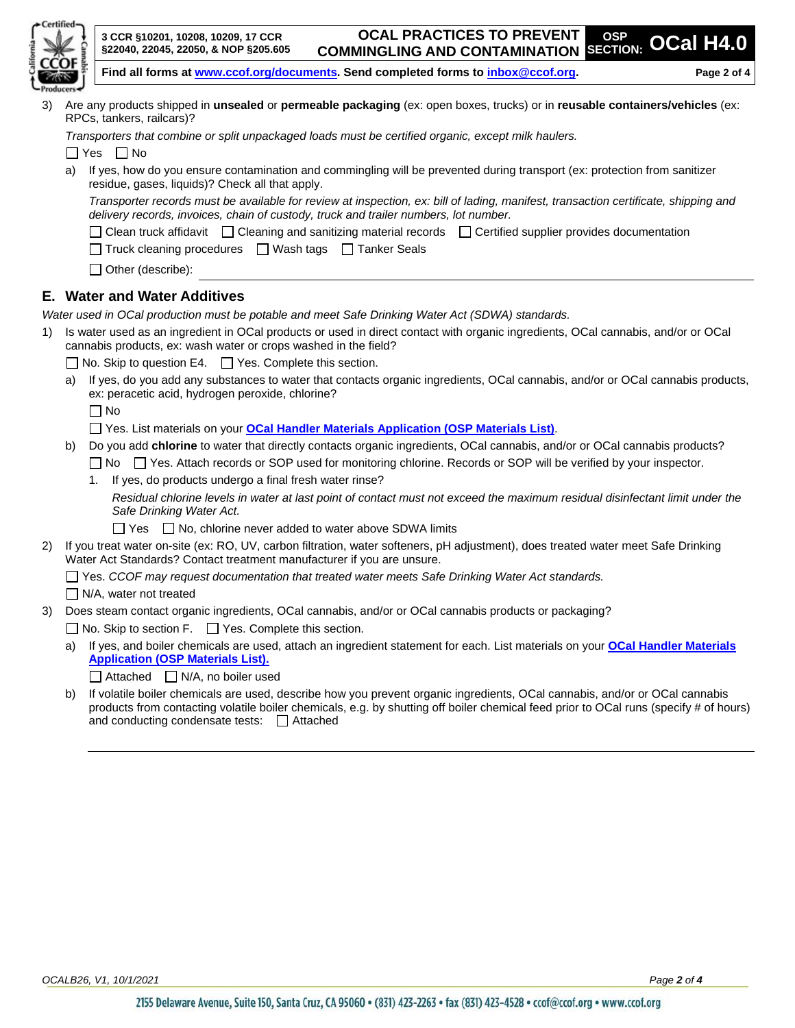3) Are any products shipped in **unsealed** or **permeable packaging** (ex: open boxes, trucks) or in **reusable containers/vehicles** (ex: RPCs, tankers, railcars)?

   *Transporters that combine or split unpackaged loads must be certified organic, except milk haulers.*

   ☐ Yes ☐ No

   a) If yes, how do you ensure contamination and commingling will be prevented during transport (ex: protection from sanitizer residue, gases, liquids)? Check all that apply.

      *Transporter records must be available for review at inspection, ex: bill of lading, manifest, transaction certificate, shipping and delivery records, invoices, chain of custody, truck and trailer numbers, lot number.*

      ☐ Clean truck affidavit ☐ Cleaning and sanitizing material records ☐ Certified supplier provides documentation

      ☐ Truck cleaning procedures ☐ Wash tags ☐ Tanker Seals

      ☐ Other (describe): ____________________

## E. Water and Water Additives

*Water used in OCal production must be potable and meet Safe Drinking Water Act (SDWA) standards.*

1) Is water used as an ingredient in OCal products or used in direct contact with organic ingredients, OCal cannabis, and/or or OCal cannabis products, ex: wash water or crops washed in the field?

   ☐ No. Skip to question E4. ☐ Yes. Complete this section.

   a) If yes, do you add any substances to water that contacts organic ingredients, OCal cannabis, and/or or OCal cannabis products, ex: peracetic acid, hydrogen peroxide, chlorine?

      ☐ No

      ☐ Yes. List materials on your **OCal Handler Materials Application (OSP Materials List)**.

   b) Do you add **chlorine** to water that directly contacts organic ingredients, OCal cannabis, and/or or OCal cannabis products?

      ☐ No ☐ Yes. Attach records or SOP used for monitoring chlorine. Records or SOP will be verified by your inspector.

      1. If yes, do products undergo a final fresh water rinse?

         *Residual chlorine levels in water at last point of contact must not exceed the maximum residual disinfectant limit under the Safe Drinking Water Act.*

         ☐ Yes ☐ No, chlorine never added to water above SDWA limits

2) If you treat water on-site (ex: RO, UV, carbon filtration, water softeners, pH adjustment), does treated water meet Safe Drinking Water Act Standards? Contact treatment manufacturer if you are unsure.

   ☐ Yes. *CCOF may request documentation that treated water meets Safe Drinking Water Act standards.*

   ☐ N/A, water not treated

3) Does steam contact organic ingredients, OCal cannabis, and/or or OCal cannabis products or packaging?

   ☐ No. Skip to section F. ☐ Yes. Complete this section.

   a) If yes, and boiler chemicals are used, attach an ingredient statement for each. List materials on your **OCal Handler Materials Application (OSP Materials List).**

      ☐ Attached ☐ N/A, no boiler used

   b) If volatile boiler chemicals are used, describe how you prevent organic ingredients, OCal cannabis, and/or or OCal cannabis products from contacting volatile boiler chemicals, e.g. by shutting off boiler chemical feed prior to OCal runs (specify # of hours) and conducting condensate tests: ☐ Attached

      ____________________

OCALB26, V1, 10/1/2021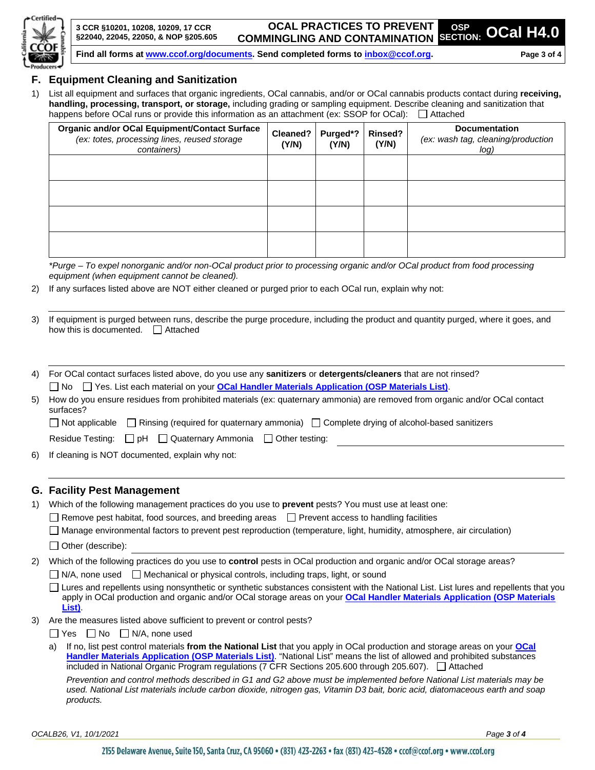## F. Equipment Cleaning and Sanitization

1) List all equipment and surfaces that organic ingredients, OCal cannabis, and/or or OCal cannabis products contact during **receiving, handling, processing, transport, or storage,** including grading or sampling equipment. Describe cleaning and sanitization that happens before OCal runs or provide this information as an attachment (ex: SSOP for OCal): ☐ Attached

| Organic and/or OCal Equipment/Contact Surface *(ex: totes, processing lines, reused storage containers)* | Cleaned? (Y/N) | Purged*? (Y/N) | Rinsed? (Y/N) | Documentation *(ex: wash tag, cleaning/production log)* |
|---|---|---|---|---|
| | | | | |
| | | | | |
| | | | | |
| | | | | |

*\*Purge – To expel nonorganic and/or non-OCal product prior to processing organic and/or OCal product from food processing equipment (when equipment cannot be cleaned).*

2) If any surfaces listed above are NOT either cleaned or purged prior to each OCal run, explain why not:

3) If equipment is purged between runs, describe the purge procedure, including the product and quantity purged, where it goes, and how this is documented. ☐ Attached

4) For OCal contact surfaces listed above, do you use any **sanitizers** or **detergents/cleaners** that are not rinsed?
☐ No ☐ Yes. List each material on your **OCal Handler Materials Application (OSP Materials List)**.

5) How do you ensure residues from prohibited materials (ex: quaternary ammonia) are removed from organic and/or OCal contact surfaces?
☐ Not applicable ☐ Rinsing (required for quaternary ammonia) ☐ Complete drying of alcohol-based sanitizers
Residue Testing: ☐ pH ☐ Quaternary Ammonia ☐ Other testing:

6) If cleaning is NOT documented, explain why not:

## G. Facility Pest Management

1) Which of the following management practices do you use to **prevent** pests? You must use at least one:
☐ Remove pest habitat, food sources, and breeding areas ☐ Prevent access to handling facilities
☐ Manage environmental factors to prevent pest reproduction (temperature, light, humidity, atmosphere, air circulation)
☐ Other (describe):

2) Which of the following practices do you use to **control** pests in OCal production and organic and/or OCal storage areas?
☐ N/A, none used ☐ Mechanical or physical controls, including traps, light, or sound
☐ Lures and repellents using nonsynthetic or synthetic substances consistent with the National List. List lures and repellents that you apply in OCal production and organic and/or OCal storage areas on your **OCal Handler Materials Application (OSP Materials List)**.

3) Are the measures listed above sufficient to prevent or control pests?
☐ Yes ☐ No ☐ N/A, none used

a) If no, list pest control materials **from the National List** that you apply in OCal production and storage areas on your **OCal Handler Materials Application (OSP Materials List)**. "National List" means the list of allowed and prohibited substances included in National Organic Program regulations (7 CFR Sections 205.600 through 205.607). ☐ Attached

*Prevention and control methods described in G1 and G2 above must be implemented before National List materials may be used. National List materials include carbon dioxide, nitrogen gas, Vitamin D3 bait, boric acid, diatomaceous earth and soap products.*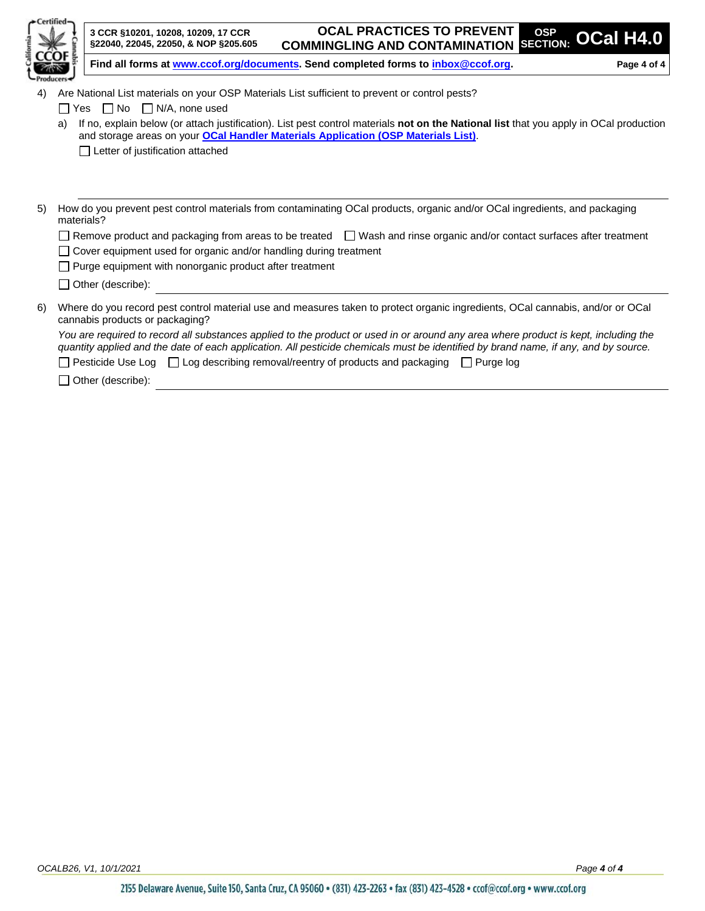4) Are National List materials on your OSP Materials List sufficient to prevent or control pests?

☐ Yes ☐ No ☐ N/A, none used

a) If no, explain below (or attach justification). List pest control materials **not on the National list** that you apply in OCal production and storage areas on your **OCal Handler Materials Application (OSP Materials List)**.

☐ Letter of justification attached

5) How do you prevent pest control materials from contaminating OCal products, organic and/or OCal ingredients, and packaging materials?

☐ Remove product and packaging from areas to be treated ☐ Wash and rinse organic and/or contact surfaces after treatment

☐ Cover equipment used for organic and/or handling during treatment

☐ Purge equipment with nonorganic product after treatment

☐ Other (describe): ______________________________

6) Where do you record pest control material use and measures taken to protect organic ingredients, OCal cannabis, and/or or OCal cannabis products or packaging?

*You are required to record all substances applied to the product or used in or around any area where product is kept, including the quantity applied and the date of each application. All pesticide chemicals must be identified by brand name, if any, and by source.*

☐ Pesticide Use Log ☐ Log describing removal/reentry of products and packaging ☐ Purge log

☐ Other (describe): ______________________________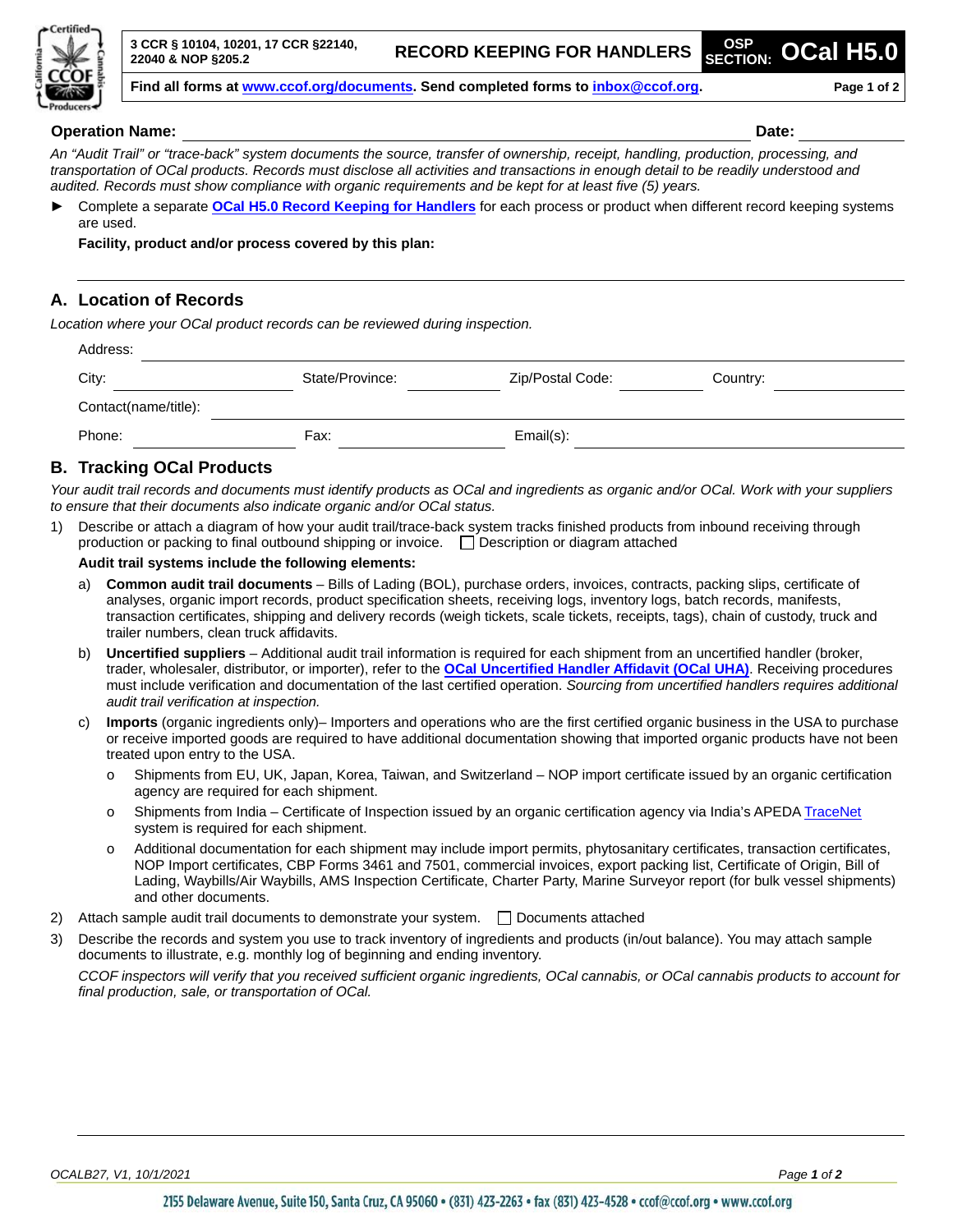3 CCR § 10104, 10201, 17 CCR §22140, 22040 & NOP §205.2

# RECORD KEEPING FOR HANDLERS

OSP SECTION: **OCal H5.0**

**Find all forms at www.ccof.org/documents. Send completed forms to inbox@ccof.org.**

**Operation Name:** ______________________________ **Date:** __________

*An "Audit Trail" or "trace-back" system documents the source, transfer of ownership, receipt, handling, production, processing, and transportation of OCal products. Records must disclose all activities and transactions in enough detail to be readily understood and audited. Records must show compliance with organic requirements and be kept for at least five (5) years.*

► Complete a separate **OCal H5.0 Record Keeping for Handlers** for each process or product when different record keeping systems are used.

**Facility, product and/or process covered by this plan:**

______________________________

## A. Location of Records

*Location where your OCal product records can be reviewed during inspection.*

Address: ______________________________

City: __________ State/Province: __________ Zip/Postal Code: __________ Country: __________

Contact(name/title): ______________________________

Phone: __________ Fax: __________ Email(s): __________

## B. Tracking OCal Products

*Your audit trail records and documents must identify products as OCal and ingredients as organic and/or OCal. Work with your suppliers to ensure that their documents also indicate organic and/or OCal status.*

1) Describe or attach a diagram of how your audit trail/trace-back system tracks finished products from inbound receiving through production or packing to final outbound shipping or invoice. ☐ Description or diagram attached

   **Audit trail systems include the following elements:**

   a) **Common audit trail documents** – Bills of Lading (BOL), purchase orders, invoices, contracts, packing slips, certificate of analyses, organic import records, product specification sheets, receiving logs, inventory logs, batch records, manifests, transaction certificates, shipping and delivery records (weigh tickets, scale tickets, receipts, tags), chain of custody, truck and trailer numbers, clean truck affidavits.

   b) **Uncertified suppliers** – Additional audit trail information is required for each shipment from an uncertified handler (broker, trader, wholesaler, distributor, or importer), refer to the **OCal Uncertified Handler Affidavit (OCal UHA)**. Receiving procedures must include verification and documentation of the last certified operation. *Sourcing from uncertified handlers requires additional audit trail verification at inspection.*

   c) **Imports** (organic ingredients only)– Importers and operations who are the first certified organic business in the USA to purchase or receive imported goods are required to have additional documentation showing that imported organic products have not been treated upon entry to the USA.

      - Shipments from EU, UK, Japan, Korea, Taiwan, and Switzerland – NOP import certificate issued by an organic certification agency are required for each shipment.
      - Shipments from India – Certificate of Inspection issued by an organic certification agency via India's APEDA TraceNet system is required for each shipment.
      - Additional documentation for each shipment may include import permits, phytosanitary certificates, transaction certificates, NOP Import certificates, CBP Forms 3461 and 7501, commercial invoices, export packing list, Certificate of Origin, Bill of Lading, Waybills/Air Waybills, AMS Inspection Certificate, Charter Party, Marine Surveyor report (for bulk vessel shipments) and other documents.

2) Attach sample audit trail documents to demonstrate your system. ☐ Documents attached

3) Describe the records and system you use to track inventory of ingredients and products (in/out balance). You may attach sample documents to illustrate, e.g. monthly log of beginning and ending inventory.

   *CCOF inspectors will verify that you received sufficient organic ingredients, OCal cannabis, or OCal cannabis products to account for final production, sale, or transportation of OCal.*

______________________________

*OCALB27, V1, 10/1/2021*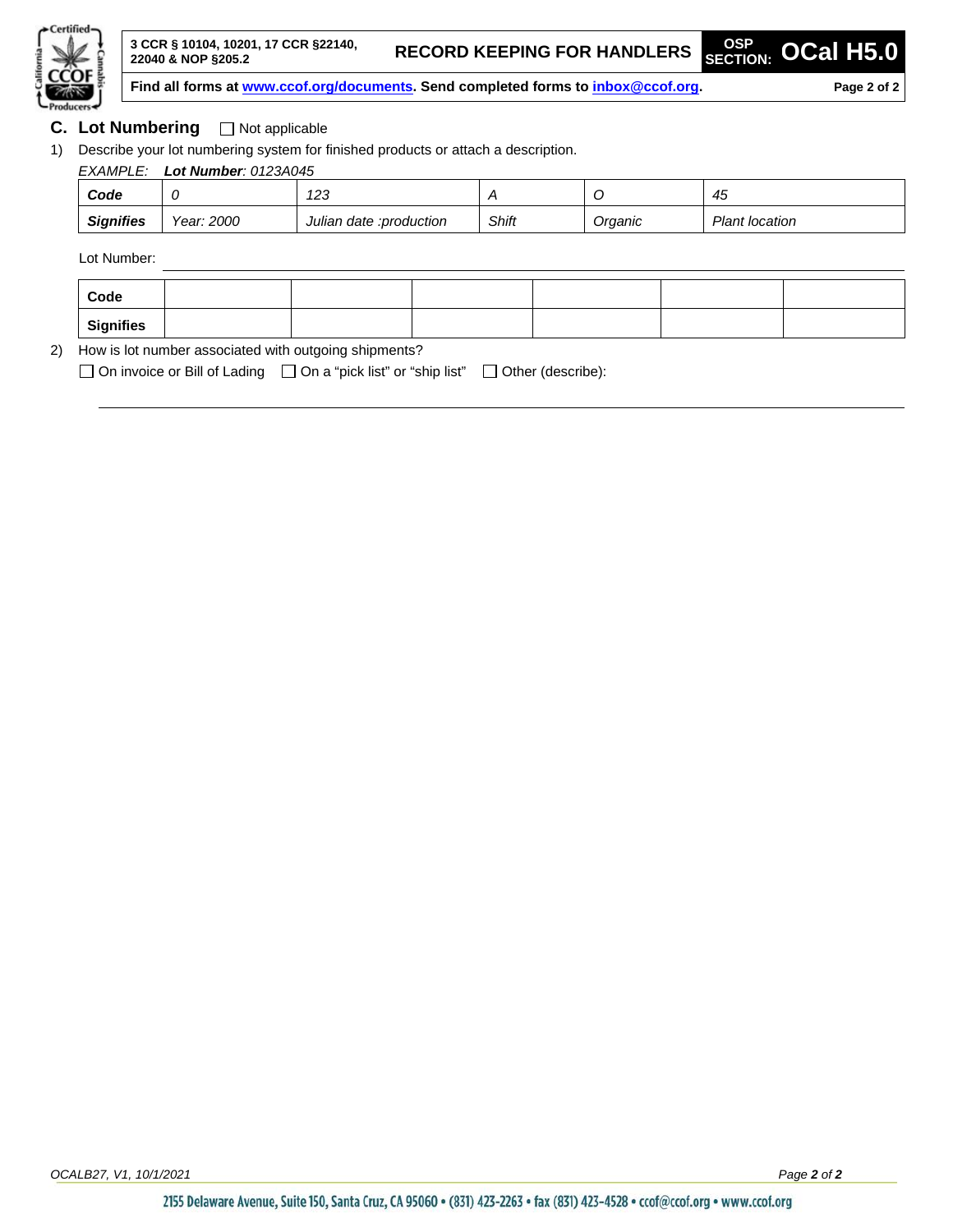## C. Lot Numbering ☐ Not applicable

1) Describe your lot numbering system for finished products or attach a description.

*EXAMPLE:* ***Lot Number****: 0123A045*

| **Code** | *0* | *123* | *A* | *O* | *45* |
|---|---|---|---|---|---|
| **Signifies** | *Year: 2000* | *Julian date :production* | *Shift* | *Organic* | *Plant location* |

Lot Number: ______________________________________________

| **Code** | | | | | |
|---|---|---|---|---|---|
| **Signifies** | | | | | |

2) How is lot number associated with outgoing shipments?

☐ On invoice or Bill of Lading ☐ On a "pick list" or "ship list" ☐ Other (describe):

______________________________________________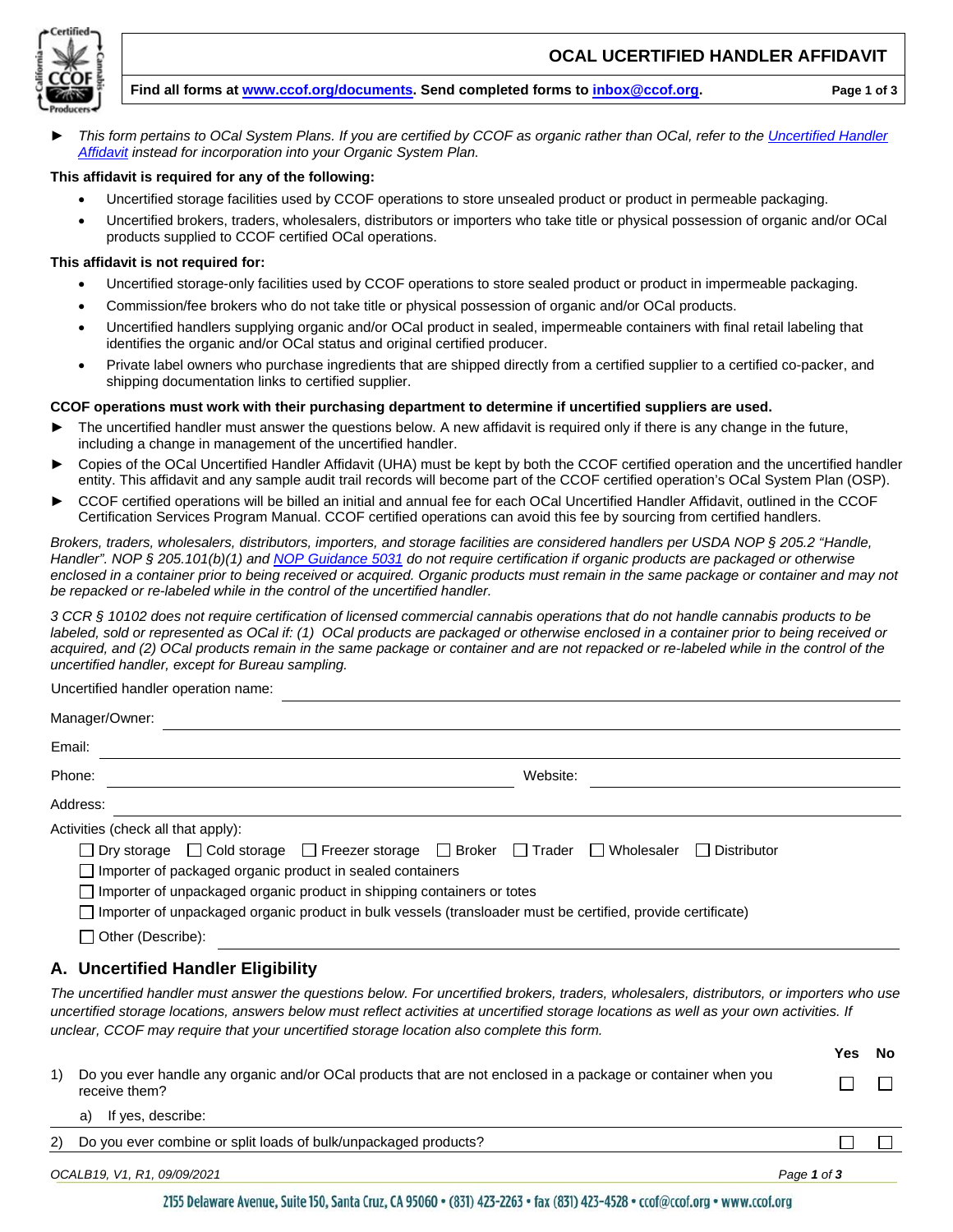# OCAL UCERTIFIED HANDLER AFFIDAVIT

**Find all forms at www.ccof.org/documents. Send completed forms to inbox@ccof.org.**

► *This form pertains to OCal System Plans. If you are certified by CCOF as organic rather than OCal, refer to the Uncertified Handler Affidavit instead for incorporation into your Organic System Plan.*

**This affidavit is required for any of the following:**

- Uncertified storage facilities used by CCOF operations to store unsealed product or product in permeable packaging.
- Uncertified brokers, traders, wholesalers, distributors or importers who take title or physical possession of organic and/or OCal products supplied to CCOF certified OCal operations.

**This affidavit is not required for:**

- Uncertified storage-only facilities used by CCOF operations to store sealed product or product in impermeable packaging.
- Commission/fee brokers who do not take title or physical possession of organic and/or OCal products.
- Uncertified handlers supplying organic and/or OCal product in sealed, impermeable containers with final retail labeling that identifies the organic and/or OCal status and original certified producer.
- Private label owners who purchase ingredients that are shipped directly from a certified supplier to a certified co-packer, and shipping documentation links to certified supplier.

**CCOF operations must work with their purchasing department to determine if uncertified suppliers are used.**

► The uncertified handler must answer the questions below. A new affidavit is required only if there is any change in the future, including a change in management of the uncertified handler.

► Copies of the OCal Uncertified Handler Affidavit (UHA) must be kept by both the CCOF certified operation and the uncertified handler entity. This affidavit and any sample audit trail records will become part of the CCOF certified operation's OCal System Plan (OSP).

► CCOF certified operations will be billed an initial and annual fee for each OCal Uncertified Handler Affidavit, outlined in the CCOF Certification Services Program Manual. CCOF certified operations can avoid this fee by sourcing from certified handlers.

*Brokers, traders, wholesalers, distributors, importers, and storage facilities are considered handlers per USDA NOP § 205.2 "Handle, Handler". NOP § 205.101(b)(1) and NOP Guidance 5031 do not require certification if organic products are packaged or otherwise enclosed in a container prior to being received or acquired. Organic products must remain in the same package or container and may not be repacked or re-labeled while in the control of the uncertified handler.*

*3 CCR § 10102 does not require certification of licensed commercial cannabis operations that do not handle cannabis products to be labeled, sold or represented as OCal if: (1) OCal products are packaged or otherwise enclosed in a container prior to being received or acquired, and (2) OCal products remain in the same package or container and are not repacked or re-labeled while in the control of the uncertified handler, except for Bureau sampling.*

Uncertified handler operation name: ______________________

Manager/Owner: ______________________

Email: ______________________

Phone: ______________________ Website: ______________________

Address: ______________________

Activities (check all that apply):

☐ Dry storage ☐ Cold storage ☐ Freezer storage ☐ Broker ☐ Trader ☐ Wholesaler ☐ Distributor

☐ Importer of packaged organic product in sealed containers

☐ Importer of unpackaged organic product in shipping containers or totes

☐ Importer of unpackaged organic product in bulk vessels (transloader must be certified, provide certificate)

☐ Other (Describe): ______________________

## A. Uncertified Handler Eligibility

*The uncertified handler must answer the questions below. For uncertified brokers, traders, wholesalers, distributors, or importers who use uncertified storage locations, answers below must reflect activities at uncertified storage locations as well as your own activities. If unclear, CCOF may require that your uncertified storage location also complete this form.*

| | | Yes | No |
|---|---|---|---|
| 1) | Do you ever handle any organic and/or OCal products that are not enclosed in a package or container when you receive them? | ☐ | ☐ |
| | a) If yes, describe: | | |
| 2) | Do you ever combine or split loads of bulk/unpackaged products? | ☐ | ☐ |

OCALB19, V1, R1, 09/09/2021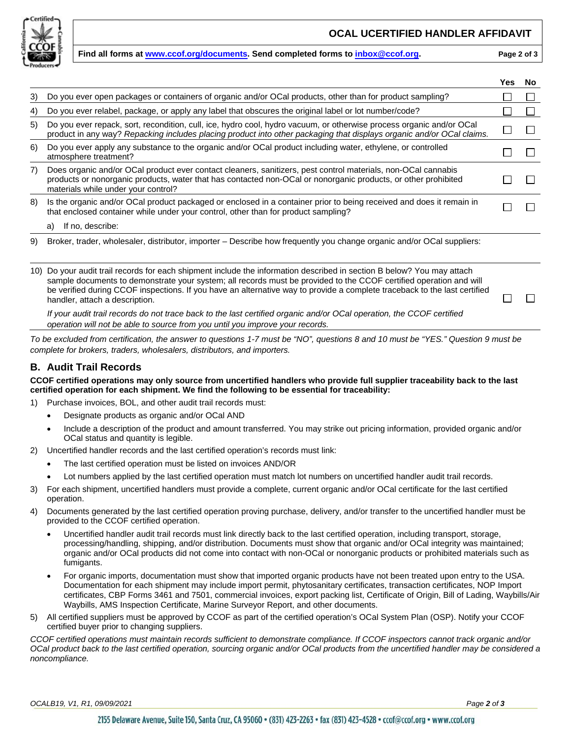| | | Yes | No |
|---|---|---|---|
| 3) | Do you ever open packages or containers of organic and/or OCal products, other than for product sampling? | ☐ | ☐ |
| 4) | Do you ever relabel, package, or apply any label that obscures the original label or lot number/code? | ☐ | ☐ |
| 5) | Do you ever repack, sort, recondition, cull, ice, hydro cool, hydro vacuum, or otherwise process organic and/or OCal product in any way? *Repacking includes placing product into other packaging that displays organic and/or OCal claims.* | ☐ | ☐ |
| 6) | Do you ever apply any substance to the organic and/or OCal product including water, ethylene, or controlled atmosphere treatment? | ☐ | ☐ |
| 7) | Does organic and/or OCal product ever contact cleaners, sanitizers, pest control materials, non-OCal cannabis products or nonorganic products, water that has contacted non-OCal or nonorganic products, or other prohibited materials while under your control? | ☐ | ☐ |
| 8) | Is the organic and/or OCal product packaged or enclosed in a container prior to being received and does it remain in that enclosed container while under your control, other than for product sampling? | ☐ | ☐ |
| | a) If no, describe: | | |
| 9) | Broker, trader, wholesaler, distributor, importer – Describe how frequently you change organic and/or OCal suppliers: | | |
| 10) | Do your audit trail records for each shipment include the information described in section B below? You may attach sample documents to demonstrate your system; all records must be provided to the CCOF certified operation and will be verified during CCOF inspections. If you have an alternative way to provide a complete traceback to the last certified handler, attach a description. *If your audit trail records do not trace back to the last certified organic and/or OCal operation, the CCOF certified operation will not be able to source from you until you improve your records.* | ☐ | ☐ |

*To be excluded from certification, the answer to questions 1-7 must be "NO", questions 8 and 10 must be "YES." Question 9 must be complete for brokers, traders, wholesalers, distributors, and importers.*

## B. Audit Trail Records

**CCOF certified operations may only source from uncertified handlers who provide full supplier traceability back to the last certified operation for each shipment. We find the following to be essential for traceability:**

1) Purchase invoices, BOL, and other audit trail records must:
   - Designate products as organic and/or OCal AND
   - Include a description of the product and amount transferred. You may strike out pricing information, provided organic and/or OCal status and quantity is legible.
2) Uncertified handler records and the last certified operation's records must link:
   - The last certified operation must be listed on invoices AND/OR
   - Lot numbers applied by the last certified operation must match lot numbers on uncertified handler audit trail records.
3) For each shipment, uncertified handlers must provide a complete, current organic and/or OCal certificate for the last certified operation.
4) Documents generated by the last certified operation proving purchase, delivery, and/or transfer to the uncertified handler must be provided to the CCOF certified operation.
   - Uncertified handler audit trail records must link directly back to the last certified operation, including transport, storage, processing/handling, shipping, and/or distribution. Documents must show that organic and/or OCal integrity was maintained; organic and/or OCal products did not come into contact with non-OCal or nonorganic products or prohibited materials such as fumigants.
   - For organic imports, documentation must show that imported organic products have not been treated upon entry to the USA. Documentation for each shipment may include import permit, phytosanitary certificates, transaction certificates, NOP Import certificates, CBP Forms 3461 and 7501, commercial invoices, export packing list, Certificate of Origin, Bill of Lading, Waybills/Air Waybills, AMS Inspection Certificate, Marine Surveyor Report, and other documents.
5) All certified suppliers must be approved by CCOF as part of the certified operation's OCal System Plan (OSP). Notify your CCOF certified buyer prior to changing suppliers.

*CCOF certified operations must maintain records sufficient to demonstrate compliance. If CCOF inspectors cannot track organic and/or OCal product back to the last certified operation, sourcing organic and/or OCal products from the uncertified handler may be considered a noncompliance.*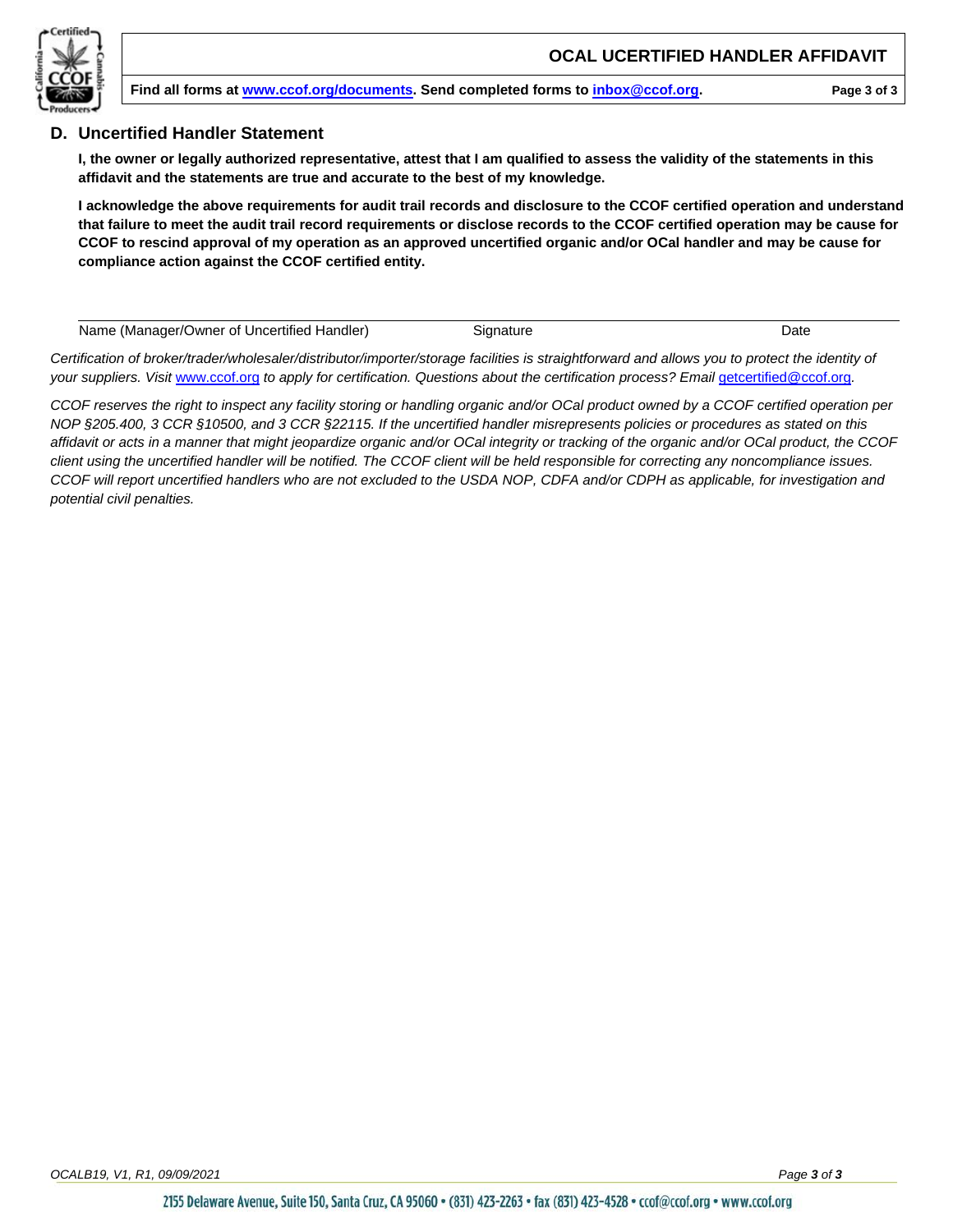## D. Uncertified Handler Statement

**I, the owner or legally authorized representative, attest that I am qualified to assess the validity of the statements in this affidavit and the statements are true and accurate to the best of my knowledge.**

**I acknowledge the above requirements for audit trail records and disclosure to the CCOF certified operation and understand that failure to meet the audit trail record requirements or disclose records to the CCOF certified operation may be cause for CCOF to rescind approval of my operation as an approved uncertified organic and/or OCal handler and may be cause for compliance action against the CCOF certified entity.**

| Name (Manager/Owner of Uncertified Handler) | Signature | Date |
|---|---|---|

*Certification of broker/trader/wholesaler/distributor/importer/storage facilities is straightforward and allows you to protect the identity of your suppliers. Visit www.ccof.org to apply for certification. Questions about the certification process? Email getcertified@ccof.org.*

*CCOF reserves the right to inspect any facility storing or handling organic and/or OCal product owned by a CCOF certified operation per NOP §205.400, 3 CCR §10500, and 3 CCR §22115. If the uncertified handler misrepresents policies or procedures as stated on this affidavit or acts in a manner that might jeopardize organic and/or OCal integrity or tracking of the organic and/or OCal product, the CCOF client using the uncertified handler will be notified. The CCOF client will be held responsible for correcting any noncompliance issues. CCOF will report uncertified handlers who are not excluded to the USDA NOP, CDFA and/or CDPH as applicable, for investigation and potential civil penalties.*